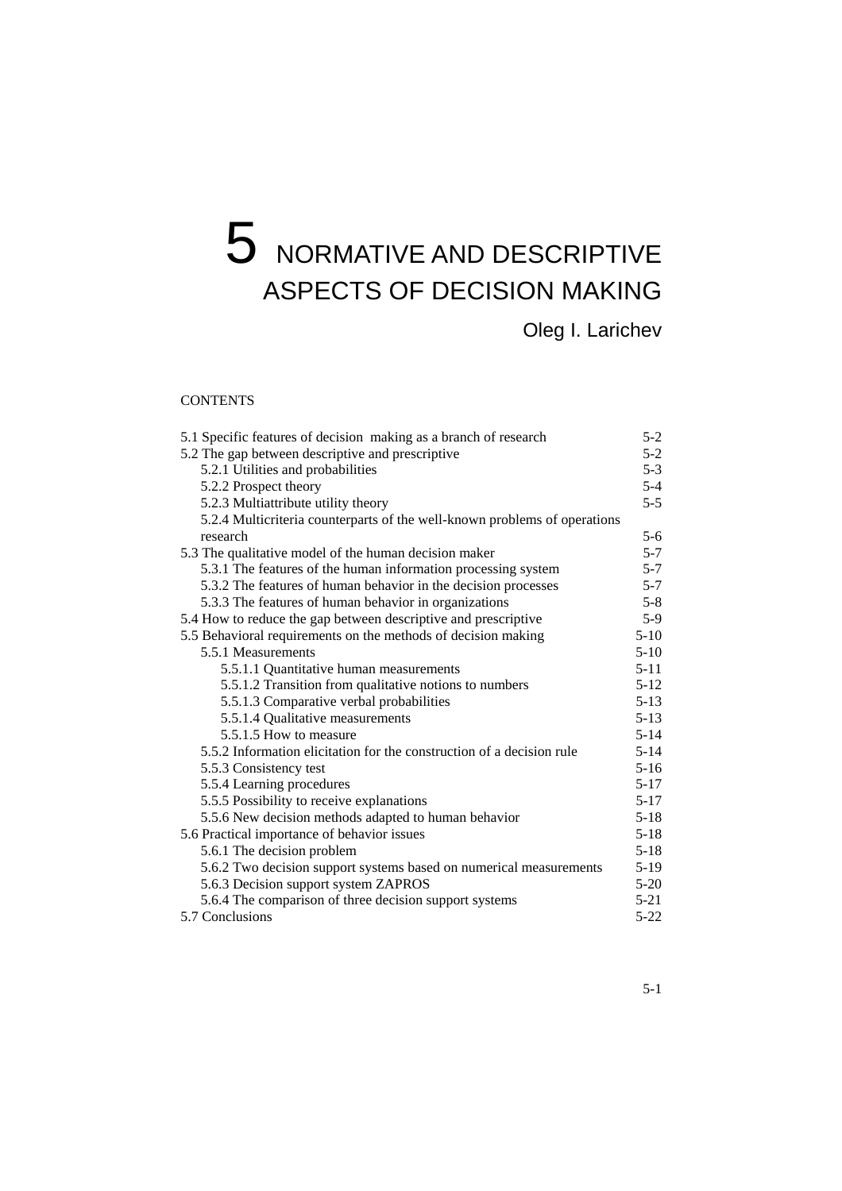# 5 NORMATIVE AND DESCRIPTIVE ASPECTS OF DECISION MAKING

Oleg I. Larichev

CONTENTS

| | |
|---|---|
| 5.1 Specific features of decision making as a branch of research | 5-2 |
| 5.2 The gap between descriptive and prescriptive | 5-2 |
| 5.2.1 Utilities and probabilities | 5-3 |
| 5.2.2 Prospect theory | 5-4 |
| 5.2.3 Multiattribute utility theory | 5-5 |
| 5.2.4 Multicriteria counterparts of the well-known problems of operations research | 5-6 |
| 5.3 The qualitative model of the human decision maker | 5-7 |
| 5.3.1 The features of the human information processing system | 5-7 |
| 5.3.2 The features of human behavior in the decision processes | 5-7 |
| 5.3.3 The features of human behavior in organizations | 5-8 |
| 5.4 How to reduce the gap between descriptive and prescriptive | 5-9 |
| 5.5 Behavioral requirements on the methods of decision making | 5-10 |
| 5.5.1 Measurements | 5-10 |
| 5.5.1.1 Quantitative human measurements | 5-11 |
| 5.5.1.2 Transition from qualitative notions to numbers | 5-12 |
| 5.5.1.3 Comparative verbal probabilities | 5-13 |
| 5.5.1.4 Qualitative measurements | 5-13 |
| 5.5.1.5 How to measure | 5-14 |
| 5.5.2 Information elicitation for the construction of a decision rule | 5-14 |
| 5.5.3 Consistency test | 5-16 |
| 5.5.4 Learning procedures | 5-17 |
| 5.5.5 Possibility to receive explanations | 5-17 |
| 5.5.6 New decision methods adapted to human behavior | 5-18 |
| 5.6 Practical importance of behavior issues | 5-18 |
| 5.6.1 The decision problem | 5-18 |
| 5.6.2 Two decision support systems based on numerical measurements | 5-19 |
| 5.6.3 Decision support system ZAPROS | 5-20 |
| 5.6.4 The comparison of three decision support systems | 5-21 |
| 5.7 Conclusions | 5-22 |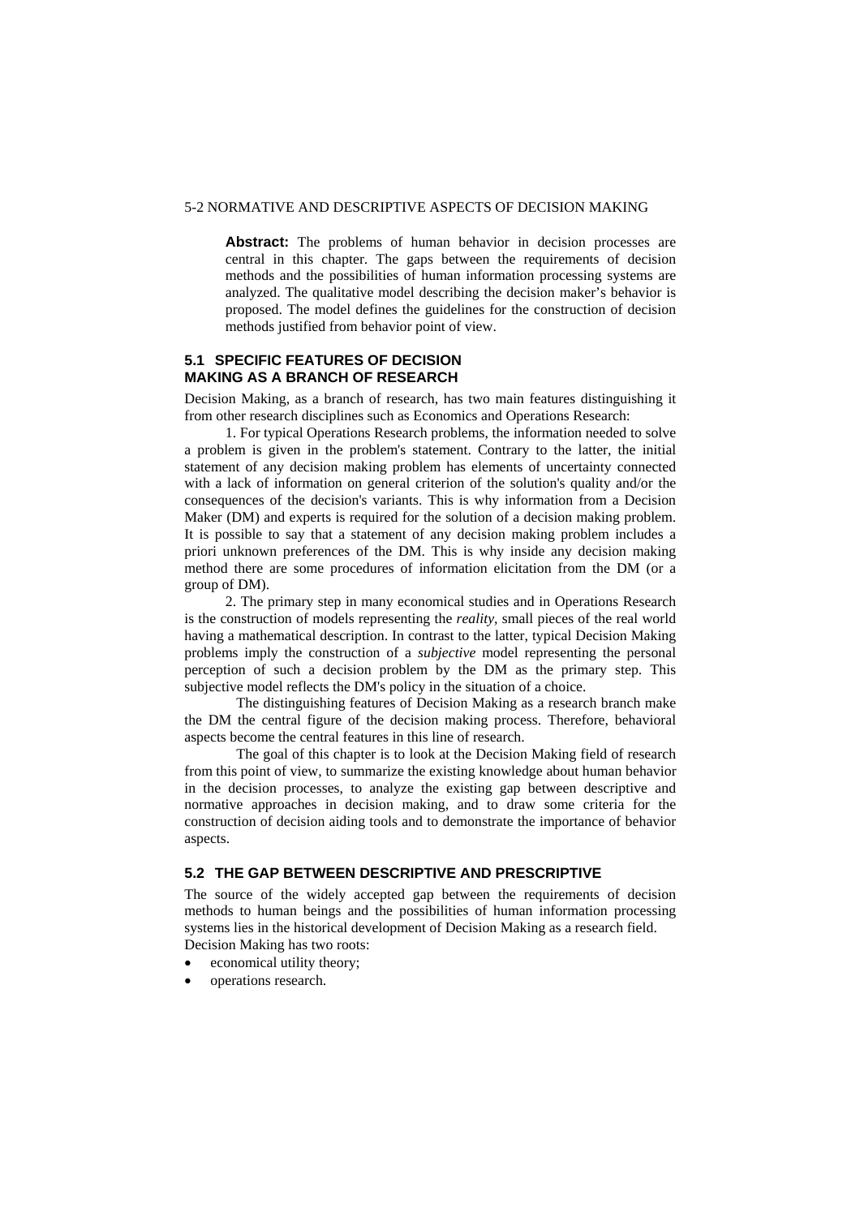**Abstract:** The problems of human behavior in decision processes are central in this chapter. The gaps between the requirements of decision methods and the possibilities of human information processing systems are analyzed. The qualitative model describing the decision maker's behavior is proposed. The model defines the guidelines for the construction of decision methods justified from behavior point of view.

## 5.1 SPECIFIC FEATURES OF DECISION MAKING AS A BRANCH OF RESEARCH

Decision Making, as a branch of research, has two main features distinguishing it from other research disciplines such as Economics and Operations Research:

1. For typical Operations Research problems, the information needed to solve a problem is given in the problem's statement. Contrary to the latter, the initial statement of any decision making problem has elements of uncertainty connected with a lack of information on general criterion of the solution's quality and/or the consequences of the decision's variants. This is why information from a Decision Maker (DM) and experts is required for the solution of a decision making problem. It is possible to say that a statement of any decision making problem includes a priori unknown preferences of the DM. This is why inside any decision making method there are some procedures of information elicitation from the DM (or a group of DM).

2. The primary step in many economical studies and in Operations Research is the construction of models representing the *reality*, small pieces of the real world having a mathematical description. In contrast to the latter, typical Decision Making problems imply the construction of a *subjective* model representing the personal perception of such a decision problem by the DM as the primary step. This subjective model reflects the DM's policy in the situation of a choice.

The distinguishing features of Decision Making as a research branch make the DM the central figure of the decision making process. Therefore, behavioral aspects become the central features in this line of research.

The goal of this chapter is to look at the Decision Making field of research from this point of view, to summarize the existing knowledge about human behavior in the decision processes, to analyze the existing gap between descriptive and normative approaches in decision making, and to draw some criteria for the construction of decision aiding tools and to demonstrate the importance of behavior aspects.

## 5.2 THE GAP BETWEEN DESCRIPTIVE AND PRESCRIPTIVE

The source of the widely accepted gap between the requirements of decision methods to human beings and the possibilities of human information processing systems lies in the historical development of Decision Making as a research field.

Decision Making has two roots:

- economical utility theory;
- operations research.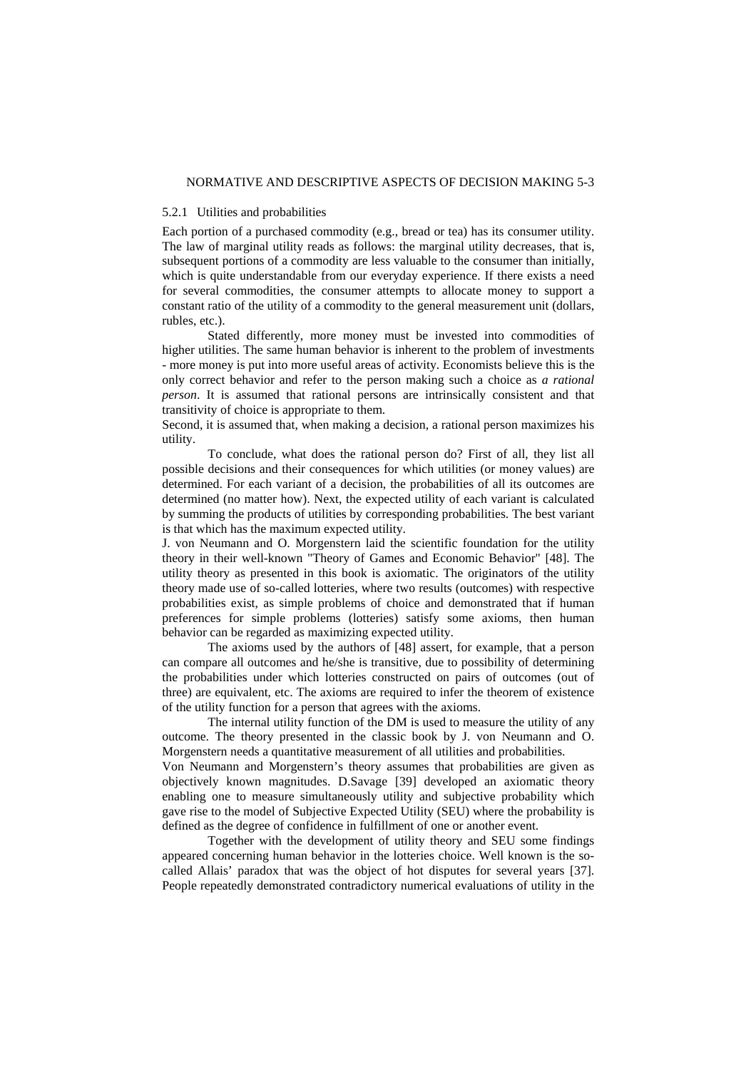### 5.2.1 Utilities and probabilities

Each portion of a purchased commodity (e.g., bread or tea) has its consumer utility. The law of marginal utility reads as follows: the marginal utility decreases, that is, subsequent portions of a commodity are less valuable to the consumer than initially, which is quite understandable from our everyday experience. If there exists a need for several commodities, the consumer attempts to allocate money to support a constant ratio of the utility of a commodity to the general measurement unit (dollars, rubles, etc.).

Stated differently, more money must be invested into commodities of higher utilities. The same human behavior is inherent to the problem of investments - more money is put into more useful areas of activity. Economists believe this is the only correct behavior and refer to the person making such a choice as *a rational person*. It is assumed that rational persons are intrinsically consistent and that transitivity of choice is appropriate to them.

Second, it is assumed that, when making a decision, a rational person maximizes his utility.

To conclude, what does the rational person do? First of all, they list all possible decisions and their consequences for which utilities (or money values) are determined. For each variant of a decision, the probabilities of all its outcomes are determined (no matter how). Next, the expected utility of each variant is calculated by summing the products of utilities by corresponding probabilities. The best variant is that which has the maximum expected utility.

J. von Neumann and O. Morgenstern laid the scientific foundation for the utility theory in their well-known "Theory of Games and Economic Behavior" [48]. The utility theory as presented in this book is axiomatic. The originators of the utility theory made use of so-called lotteries, where two results (outcomes) with respective probabilities exist, as simple problems of choice and demonstrated that if human preferences for simple problems (lotteries) satisfy some axioms, then human behavior can be regarded as maximizing expected utility.

The axioms used by the authors of [48] assert, for example, that a person can compare all outcomes and he/she is transitive, due to possibility of determining the probabilities under which lotteries constructed on pairs of outcomes (out of three) are equivalent, etc. The axioms are required to infer the theorem of existence of the utility function for a person that agrees with the axioms.

The internal utility function of the DM is used to measure the utility of any outcome. The theory presented in the classic book by J. von Neumann and O. Morgenstern needs a quantitative measurement of all utilities and probabilities.

Von Neumann and Morgenstern's theory assumes that probabilities are given as objectively known magnitudes. D.Savage [39] developed an axiomatic theory enabling one to measure simultaneously utility and subjective probability which gave rise to the model of Subjective Expected Utility (SEU) where the probability is defined as the degree of confidence in fulfillment of one or another event.

Together with the development of utility theory and SEU some findings appeared concerning human behavior in the lotteries choice. Well known is the so-called Allais' paradox that was the object of hot disputes for several years [37]. People repeatedly demonstrated contradictory numerical evaluations of utility in the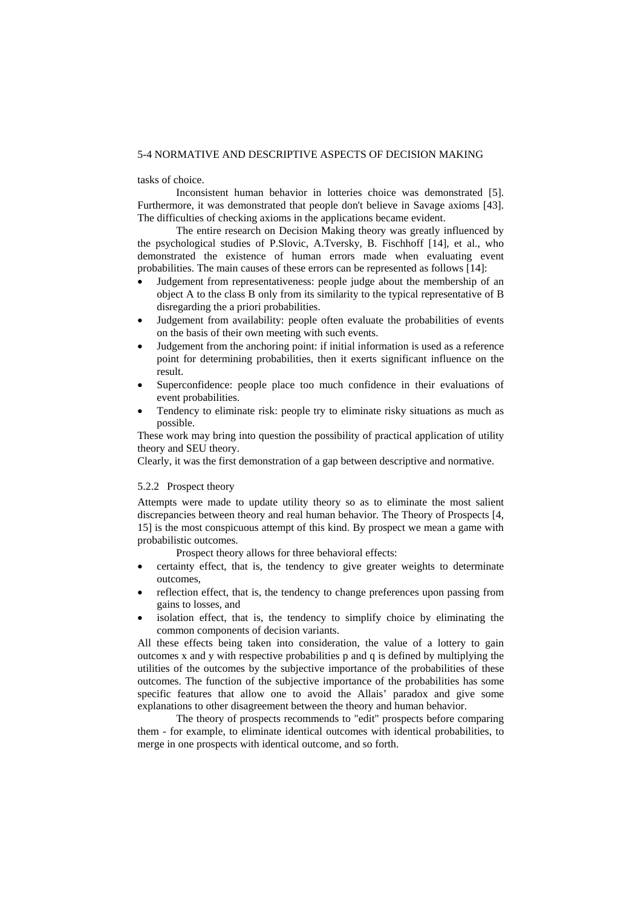tasks of choice.

Inconsistent human behavior in lotteries choice was demonstrated [5]. Furthermore, it was demonstrated that people don't believe in Savage axioms [43]. The difficulties of checking axioms in the applications became evident.

The entire research on Decision Making theory was greatly influenced by the psychological studies of P.Slovic, A.Tversky, B. Fischhoff [14], et al., who demonstrated the existence of human errors made when evaluating event probabilities. The main causes of these errors can be represented as follows [14]:

- Judgement from representativeness: people judge about the membership of an object A to the class B only from its similarity to the typical representative of B disregarding the a priori probabilities.
- Judgement from availability: people often evaluate the probabilities of events on the basis of their own meeting with such events.
- Judgement from the anchoring point: if initial information is used as a reference point for determining probabilities, then it exerts significant influence on the result.
- Superconfidence: people place too much confidence in their evaluations of event probabilities.
- Tendency to eliminate risk: people try to eliminate risky situations as much as possible.

These work may bring into question the possibility of practical application of utility theory and SEU theory.

Clearly, it was the first demonstration of a gap between descriptive and normative.

### 5.2.2 Prospect theory

Attempts were made to update utility theory so as to eliminate the most salient discrepancies between theory and real human behavior. The Theory of Prospects [4, 15] is the most conspicuous attempt of this kind. By prospect we mean a game with probabilistic outcomes.

Prospect theory allows for three behavioral effects:

- certainty effect, that is, the tendency to give greater weights to determinate outcomes,
- reflection effect, that is, the tendency to change preferences upon passing from gains to losses, and
- isolation effect, that is, the tendency to simplify choice by eliminating the common components of decision variants.

All these effects being taken into consideration, the value of a lottery to gain outcomes x and y with respective probabilities p and q is defined by multiplying the utilities of the outcomes by the subjective importance of the probabilities of these outcomes. The function of the subjective importance of the probabilities has some specific features that allow one to avoid the Allais' paradox and give some explanations to other disagreement between the theory and human behavior.

The theory of prospects recommends to "edit" prospects before comparing them - for example, to eliminate identical outcomes with identical probabilities, to merge in one prospects with identical outcome, and so forth.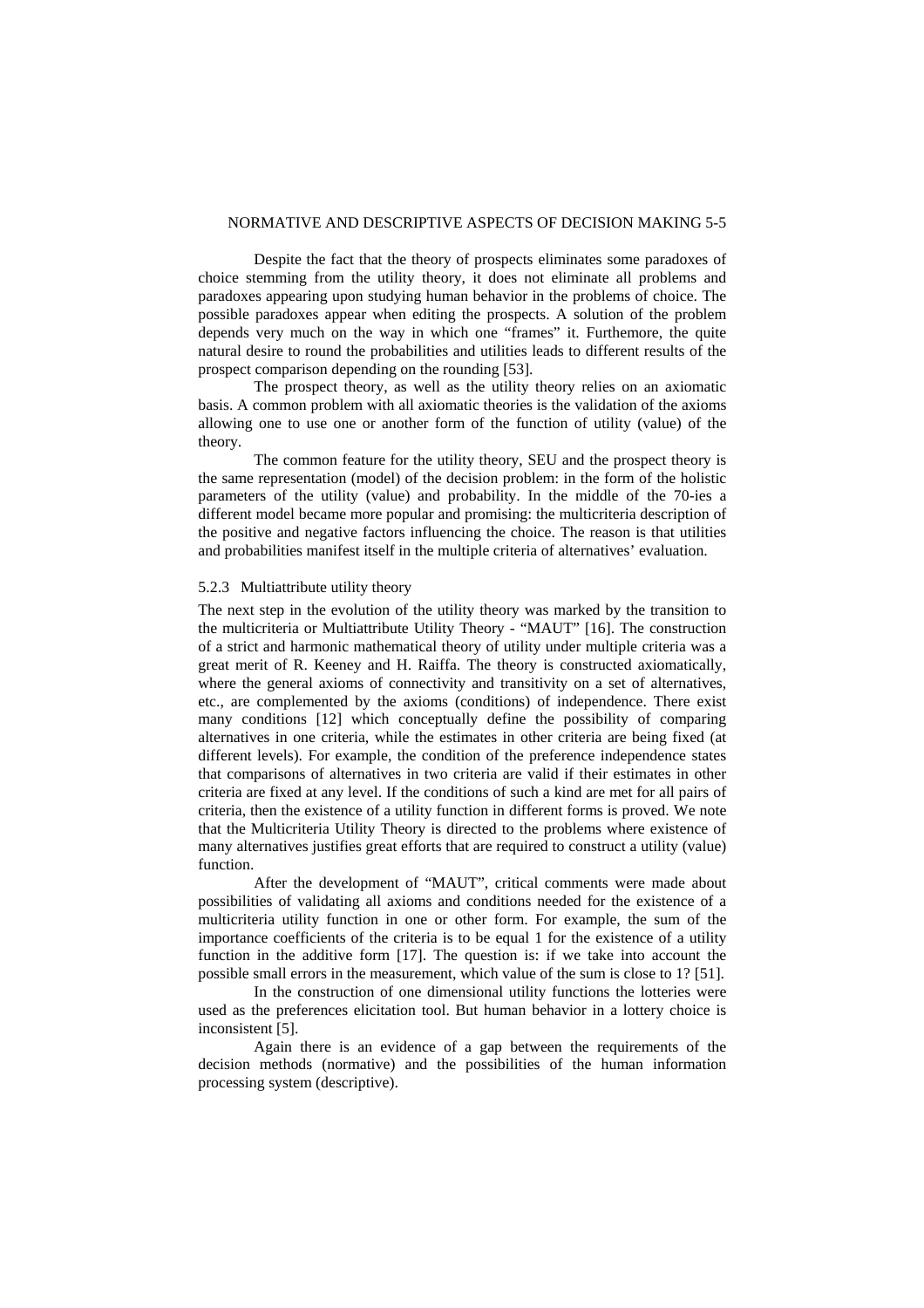Despite the fact that the theory of prospects eliminates some paradoxes of choice stemming from the utility theory, it does not eliminate all problems and paradoxes appearing upon studying human behavior in the problems of choice. The possible paradoxes appear when editing the prospects. A solution of the problem depends very much on the way in which one "frames" it. Furthermore, the quite natural desire to round the probabilities and utilities leads to different results of the prospect comparison depending on the rounding [53].

The prospect theory, as well as the utility theory relies on an axiomatic basis. A common problem with all axiomatic theories is the validation of the axioms allowing one to use one or another form of the function of utility (value) of the theory.

The common feature for the utility theory, SEU and the prospect theory is the same representation (model) of the decision problem: in the form of the holistic parameters of the utility (value) and probability. In the middle of the 70-ies a different model became more popular and promising: the multicriteria description of the positive and negative factors influencing the choice. The reason is that utilities and probabilities manifest itself in the multiple criteria of alternatives' evaluation.

### 5.2.3 Multiattribute utility theory

The next step in the evolution of the utility theory was marked by the transition to the multicriteria or Multiattribute Utility Theory - "MAUT" [16]. The construction of a strict and harmonic mathematical theory of utility under multiple criteria was a great merit of R. Keeney and H. Raiffa. The theory is constructed axiomatically, where the general axioms of connectivity and transitivity on a set of alternatives, etc., are complemented by the axioms (conditions) of independence. There exist many conditions [12] which conceptually define the possibility of comparing alternatives in one criteria, while the estimates in other criteria are being fixed (at different levels). For example, the condition of the preference independence states that comparisons of alternatives in two criteria are valid if their estimates in other criteria are fixed at any level. If the conditions of such a kind are met for all pairs of criteria, then the existence of a utility function in different forms is proved. We note that the Multicriteria Utility Theory is directed to the problems where existence of many alternatives justifies great efforts that are required to construct a utility (value) function.

After the development of "MAUT", critical comments were made about possibilities of validating all axioms and conditions needed for the existence of a multicriteria utility function in one or other form. For example, the sum of the importance coefficients of the criteria is to be equal 1 for the existence of a utility function in the additive form [17]. The question is: if we take into account the possible small errors in the measurement, which value of the sum is close to 1? [51].

In the construction of one dimensional utility functions the lotteries were used as the preferences elicitation tool. But human behavior in a lottery choice is inconsistent [5].

Again there is an evidence of a gap between the requirements of the decision methods (normative) and the possibilities of the human information processing system (descriptive).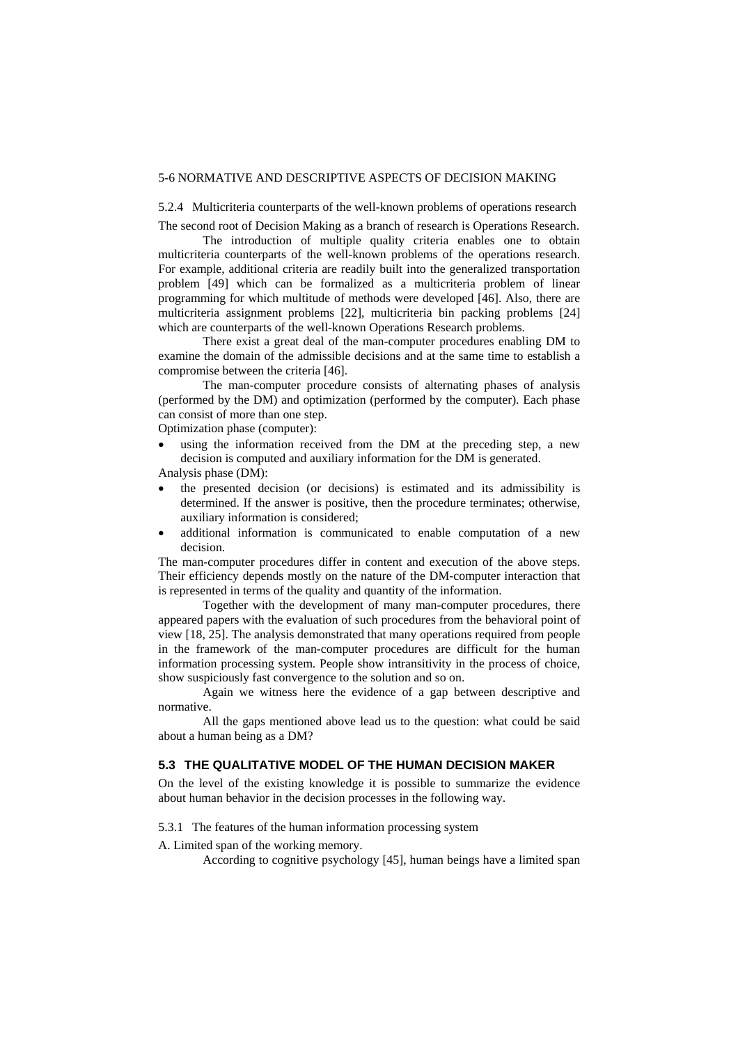### 5.2.4 Multicriteria counterparts of the well-known problems of operations research

The second root of Decision Making as a branch of research is Operations Research.

The introduction of multiple quality criteria enables one to obtain multicriteria counterparts of the well-known problems of the operations research. For example, additional criteria are readily built into the generalized transportation problem [49] which can be formalized as a multicriteria problem of linear programming for which multitude of methods were developed [46]. Also, there are multicriteria assignment problems [22], multicriteria bin packing problems [24] which are counterparts of the well-known Operations Research problems.

There exist a great deal of the man-computer procedures enabling DM to examine the domain of the admissible decisions and at the same time to establish a compromise between the criteria [46].

The man-computer procedure consists of alternating phases of analysis (performed by the DM) and optimization (performed by the computer). Each phase can consist of more than one step.

Optimization phase (computer):

- using the information received from the DM at the preceding step, a new decision is computed and auxiliary information for the DM is generated.

Analysis phase (DM):

- the presented decision (or decisions) is estimated and its admissibility is determined. If the answer is positive, then the procedure terminates; otherwise, auxiliary information is considered;
- additional information is communicated to enable computation of a new decision.

The man-computer procedures differ in content and execution of the above steps. Their efficiency depends mostly on the nature of the DM-computer interaction that is represented in terms of the quality and quantity of the information.

Together with the development of many man-computer procedures, there appeared papers with the evaluation of such procedures from the behavioral point of view [18, 25]. The analysis demonstrated that many operations required from people in the framework of the man-computer procedures are difficult for the human information processing system. People show intransitivity in the process of choice, show suspiciously fast convergence to the solution and so on.

Again we witness here the evidence of a gap between descriptive and normative.

All the gaps mentioned above lead us to the question: what could be said about a human being as a DM?

## 5.3 THE QUALITATIVE MODEL OF THE HUMAN DECISION MAKER

On the level of the existing knowledge it is possible to summarize the evidence about human behavior in the decision processes in the following way.

### 5.3.1 The features of the human information processing system

A. Limited span of the working memory.

According to cognitive psychology [45], human beings have a limited span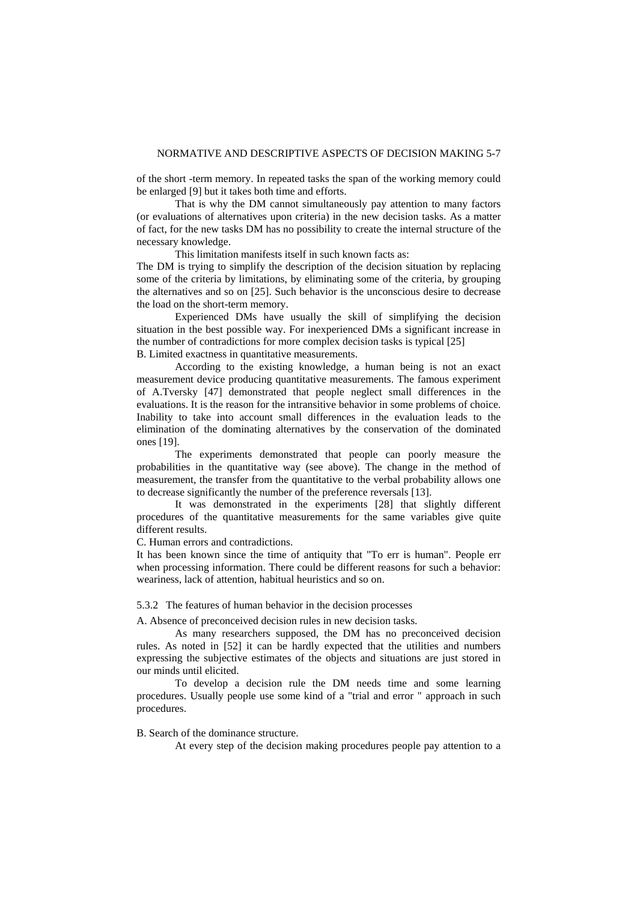of the short -term memory. In repeated tasks the span of the working memory could be enlarged [9] but it takes both time and efforts.

That is why the DM cannot simultaneously pay attention to many factors (or evaluations of alternatives upon criteria) in the new decision tasks. As a matter of fact, for the new tasks DM has no possibility to create the internal structure of the necessary knowledge.

This limitation manifests itself in such known facts as:

The DM is trying to simplify the description of the decision situation by replacing some of the criteria by limitations, by eliminating some of the criteria, by grouping the alternatives and so on [25]. Such behavior is the unconscious desire to decrease the load on the short-term memory.

Experienced DMs have usually the skill of simplifying the decision situation in the best possible way. For inexperienced DMs a significant increase in the number of contradictions for more complex decision tasks is typical [25]

B. Limited exactness in quantitative measurements.

According to the existing knowledge, a human being is not an exact measurement device producing quantitative measurements. The famous experiment of A.Tversky [47] demonstrated that people neglect small differences in the evaluations. It is the reason for the intransitive behavior in some problems of choice. Inability to take into account small differences in the evaluation leads to the elimination of the dominating alternatives by the conservation of the dominated ones [19].

The experiments demonstrated that people can poorly measure the probabilities in the quantitative way (see above). The change in the method of measurement, the transfer from the quantitative to the verbal probability allows one to decrease significantly the number of the preference reversals [13].

It was demonstrated in the experiments [28] that slightly different procedures of the quantitative measurements for the same variables give quite different results.

C. Human errors and contradictions.

It has been known since the time of antiquity that "To err is human". People err when processing information. There could be different reasons for such a behavior: weariness, lack of attention, habitual heuristics and so on.

### 5.3.2 The features of human behavior in the decision processes

A. Absence of preconceived decision rules in new decision tasks.

As many researchers supposed, the DM has no preconceived decision rules. As noted in [52] it can be hardly expected that the utilities and numbers expressing the subjective estimates of the objects and situations are just stored in our minds until elicited.

To develop a decision rule the DM needs time and some learning procedures. Usually people use some kind of a "trial and error " approach in such procedures.

B. Search of the dominance structure.

At every step of the decision making procedures people pay attention to a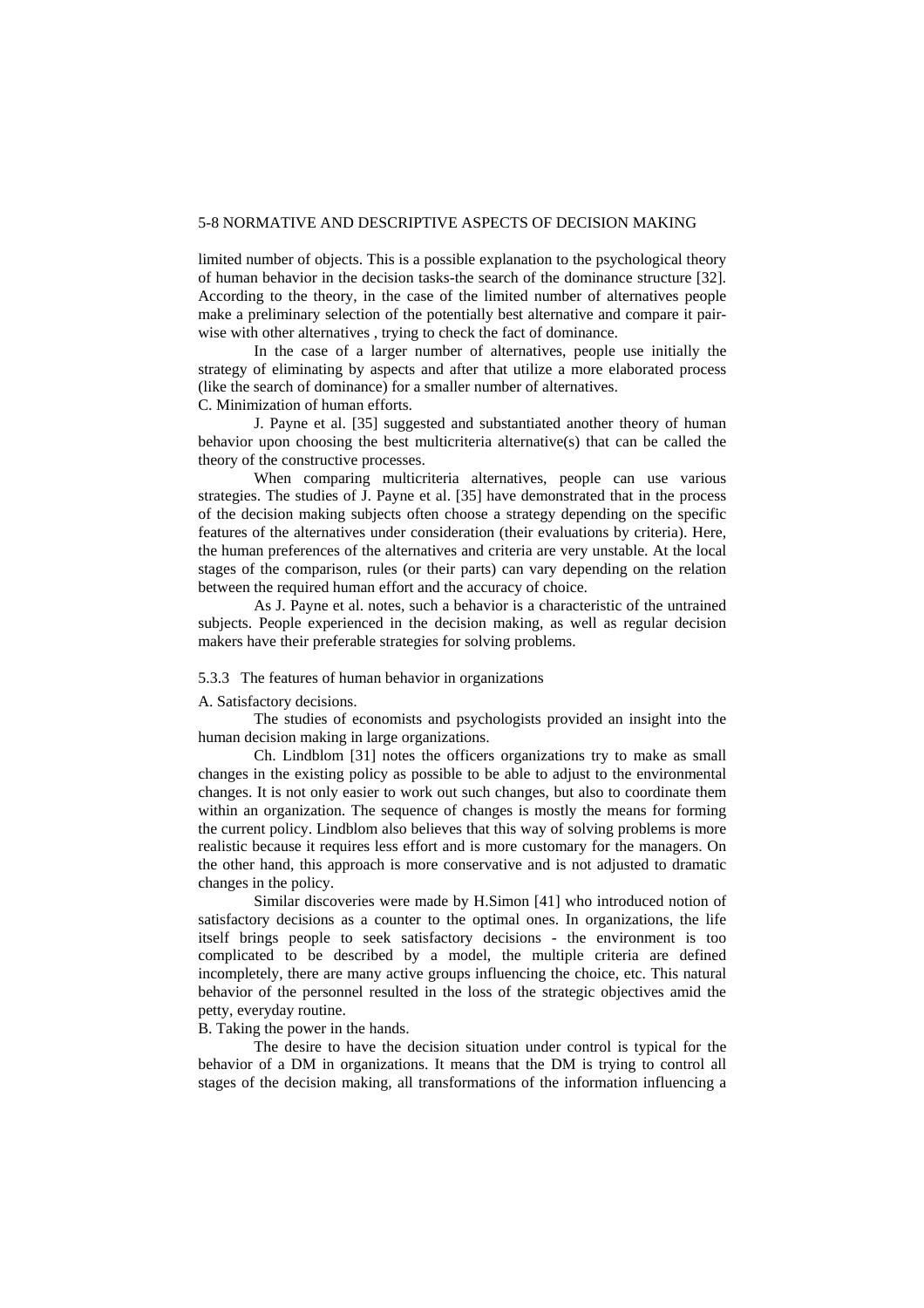limited number of objects. This is a possible explanation to the psychological theory of human behavior in the decision tasks-the search of the dominance structure [32]. According to the theory, in the case of the limited number of alternatives people make a preliminary selection of the potentially best alternative and compare it pairwise with other alternatives , trying to check the fact of dominance.

In the case of a larger number of alternatives, people use initially the strategy of eliminating by aspects and after that utilize a more elaborated process (like the search of dominance) for a smaller number of alternatives.

C. Minimization of human efforts.

J. Payne et al. [35] suggested and substantiated another theory of human behavior upon choosing the best multicriteria alternative(s) that can be called the theory of the constructive processes.

When comparing multicriteria alternatives, people can use various strategies. The studies of J. Payne et al. [35] have demonstrated that in the process of the decision making subjects often choose a strategy depending on the specific features of the alternatives under consideration (their evaluations by criteria). Here, the human preferences of the alternatives and criteria are very unstable. At the local stages of the comparison, rules (or their parts) can vary depending on the relation between the required human effort and the accuracy of choice.

As J. Payne et al. notes, such a behavior is a characteristic of the untrained subjects. People experienced in the decision making, as well as regular decision makers have their preferable strategies for solving problems.

### 5.3.3 The features of human behavior in organizations

A. Satisfactory decisions.

The studies of economists and psychologists provided an insight into the human decision making in large organizations.

Ch. Lindblom [31] notes the officers organizations try to make as small changes in the existing policy as possible to be able to adjust to the environmental changes. It is not only easier to work out such changes, but also to coordinate them within an organization. The sequence of changes is mostly the means for forming the current policy. Lindblom also believes that this way of solving problems is more realistic because it requires less effort and is more customary for the managers. On the other hand, this approach is more conservative and is not adjusted to dramatic changes in the policy.

Similar discoveries were made by H.Simon [41] who introduced notion of satisfactory decisions as a counter to the optimal ones. In organizations, the life itself brings people to seek satisfactory decisions - the environment is too complicated to be described by a model, the multiple criteria are defined incompletely, there are many active groups influencing the choice, etc. This natural behavior of the personnel resulted in the loss of the strategic objectives amid the petty, everyday routine.

B. Taking the power in the hands.

The desire to have the decision situation under control is typical for the behavior of a DM in organizations. It means that the DM is trying to control all stages of the decision making, all transformations of the information influencing a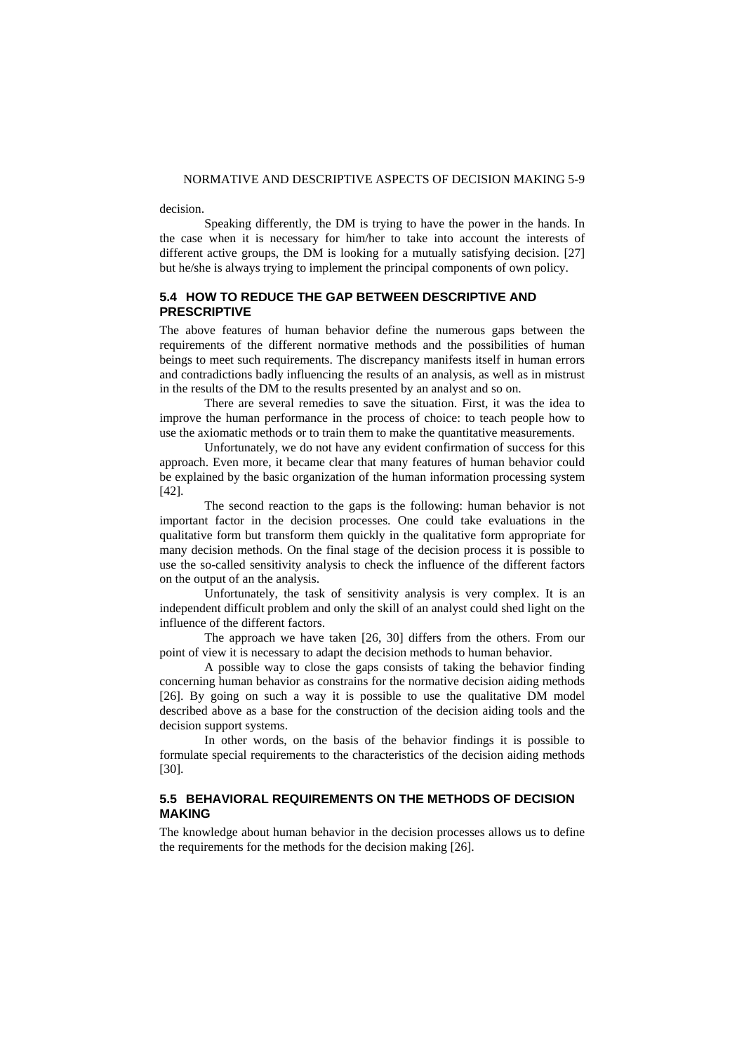decision.

Speaking differently, the DM is trying to have the power in the hands. In the case when it is necessary for him/her to take into account the interests of different active groups, the DM is looking for a mutually satisfying decision. [27] but he/she is always trying to implement the principal components of own policy.

## 5.4 HOW TO REDUCE THE GAP BETWEEN DESCRIPTIVE AND PRESCRIPTIVE

The above features of human behavior define the numerous gaps between the requirements of the different normative methods and the possibilities of human beings to meet such requirements. The discrepancy manifests itself in human errors and contradictions badly influencing the results of an analysis, as well as in mistrust in the results of the DM to the results presented by an analyst and so on.

There are several remedies to save the situation. First, it was the idea to improve the human performance in the process of choice: to teach people how to use the axiomatic methods or to train them to make the quantitative measurements.

Unfortunately, we do not have any evident confirmation of success for this approach. Even more, it became clear that many features of human behavior could be explained by the basic organization of the human information processing system [42].

The second reaction to the gaps is the following: human behavior is not important factor in the decision processes. One could take evaluations in the qualitative form but transform them quickly in the qualitative form appropriate for many decision methods. On the final stage of the decision process it is possible to use the so-called sensitivity analysis to check the influence of the different factors on the output of an the analysis.

Unfortunately, the task of sensitivity analysis is very complex. It is an independent difficult problem and only the skill of an analyst could shed light on the influence of the different factors.

The approach we have taken [26, 30] differs from the others. From our point of view it is necessary to adapt the decision methods to human behavior.

A possible way to close the gaps consists of taking the behavior finding concerning human behavior as constrains for the normative decision aiding methods [26]. By going on such a way it is possible to use the qualitative DM model described above as a base for the construction of the decision aiding tools and the decision support systems.

In other words, on the basis of the behavior findings it is possible to formulate special requirements to the characteristics of the decision aiding methods [30].

## 5.5 BEHAVIORAL REQUIREMENTS ON THE METHODS OF DECISION MAKING

The knowledge about human behavior in the decision processes allows us to define the requirements for the methods for the decision making [26].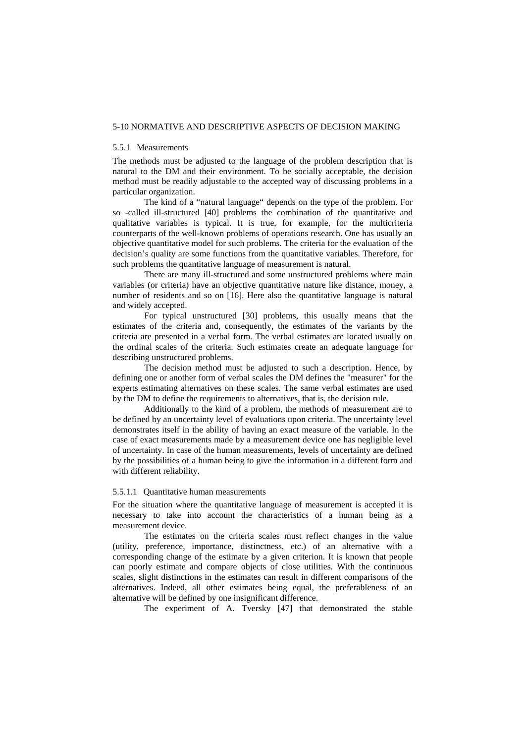### 5.5.1 Measurements

The methods must be adjusted to the language of the problem description that is natural to the DM and their environment. To be socially acceptable, the decision method must be readily adjustable to the accepted way of discussing problems in a particular organization.

The kind of a "natural language" depends on the type of the problem. For so -called ill-structured [40] problems the combination of the quantitative and qualitative variables is typical. It is true, for example, for the multicriteria counterparts of the well-known problems of operations research. One has usually an objective quantitative model for such problems. The criteria for the evaluation of the decision's quality are some functions from the quantitative variables. Therefore, for such problems the quantitative language of measurement is natural.

There are many ill-structured and some unstructured problems where main variables (or criteria) have an objective quantitative nature like distance, money, a number of residents and so on [16]. Here also the quantitative language is natural and widely accepted.

For typical unstructured [30] problems, this usually means that the estimates of the criteria and, consequently, the estimates of the variants by the criteria are presented in a verbal form. The verbal estimates are located usually on the ordinal scales of the criteria. Such estimates create an adequate language for describing unstructured problems.

The decision method must be adjusted to such a description. Hence, by defining one or another form of verbal scales the DM defines the "measurer" for the experts estimating alternatives on these scales. The same verbal estimates are used by the DM to define the requirements to alternatives, that is, the decision rule.

Additionally to the kind of a problem, the methods of measurement are to be defined by an uncertainty level of evaluations upon criteria. The uncertainty level demonstrates itself in the ability of having an exact measure of the variable. In the case of exact measurements made by a measurement device one has negligible level of uncertainty. In case of the human measurements, levels of uncertainty are defined by the possibilities of a human being to give the information in a different form and with different reliability.

#### 5.5.1.1 Quantitative human measurements

For the situation where the quantitative language of measurement is accepted it is necessary to take into account the characteristics of a human being as a measurement device.

The estimates on the criteria scales must reflect changes in the value (utility, preference, importance, distinctness, etc.) of an alternative with a corresponding change of the estimate by a given criterion. It is known that people can poorly estimate and compare objects of close utilities. With the continuous scales, slight distinctions in the estimates can result in different comparisons of the alternatives. Indeed, all other estimates being equal, the preferableness of an alternative will be defined by one insignificant difference.

The experiment of A. Tversky [47] that demonstrated the stable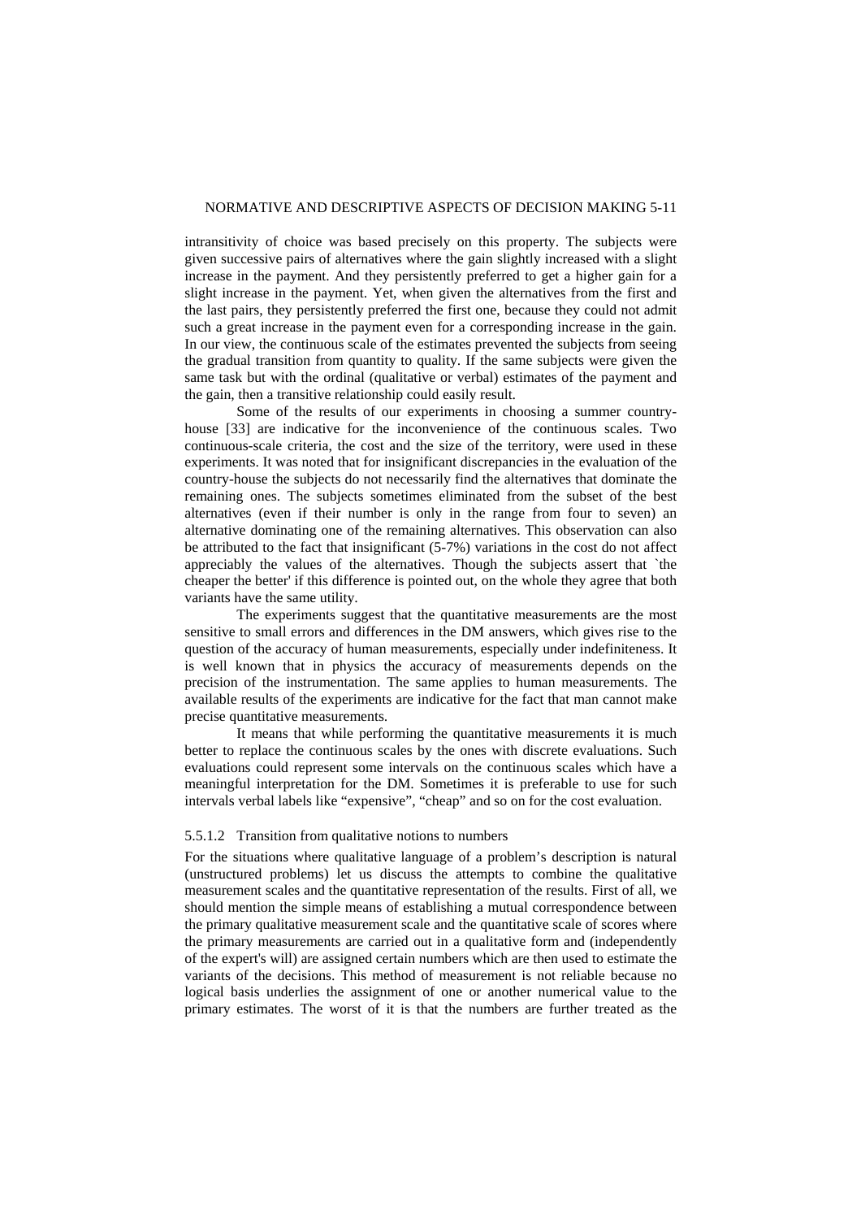intransitivity of choice was based precisely on this property. The subjects were given successive pairs of alternatives where the gain slightly increased with a slight increase in the payment. And they persistently preferred to get a higher gain for a slight increase in the payment. Yet, when given the alternatives from the first and the last pairs, they persistently preferred the first one, because they could not admit such a great increase in the payment even for a corresponding increase in the gain. In our view, the continuous scale of the estimates prevented the subjects from seeing the gradual transition from quantity to quality. If the same subjects were given the same task but with the ordinal (qualitative or verbal) estimates of the payment and the gain, then a transitive relationship could easily result.

Some of the results of our experiments in choosing a summer country-house [33] are indicative for the inconvenience of the continuous scales. Two continuous-scale criteria, the cost and the size of the territory, were used in these experiments. It was noted that for insignificant discrepancies in the evaluation of the country-house the subjects do not necessarily find the alternatives that dominate the remaining ones. The subjects sometimes eliminated from the subset of the best alternatives (even if their number is only in the range from four to seven) an alternative dominating one of the remaining alternatives. This observation can also be attributed to the fact that insignificant (5-7%) variations in the cost do not affect appreciably the values of the alternatives. Though the subjects assert that `the cheaper the better' if this difference is pointed out, on the whole they agree that both variants have the same utility.

The experiments suggest that the quantitative measurements are the most sensitive to small errors and differences in the DM answers, which gives rise to the question of the accuracy of human measurements, especially under indefiniteness. It is well known that in physics the accuracy of measurements depends on the precision of the instrumentation. The same applies to human measurements. The available results of the experiments are indicative for the fact that man cannot make precise quantitative measurements.

It means that while performing the quantitative measurements it is much better to replace the continuous scales by the ones with discrete evaluations. Such evaluations could represent some intervals on the continuous scales which have a meaningful interpretation for the DM. Sometimes it is preferable to use for such intervals verbal labels like "expensive", "cheap" and so on for the cost evaluation.

#### 5.5.1.2 Transition from qualitative notions to numbers

For the situations where qualitative language of a problem's description is natural (unstructured problems) let us discuss the attempts to combine the qualitative measurement scales and the quantitative representation of the results. First of all, we should mention the simple means of establishing a mutual correspondence between the primary qualitative measurement scale and the quantitative scale of scores where the primary measurements are carried out in a qualitative form and (independently of the expert's will) are assigned certain numbers which are then used to estimate the variants of the decisions. This method of measurement is not reliable because no logical basis underlies the assignment of one or another numerical value to the primary estimates. The worst of it is that the numbers are further treated as the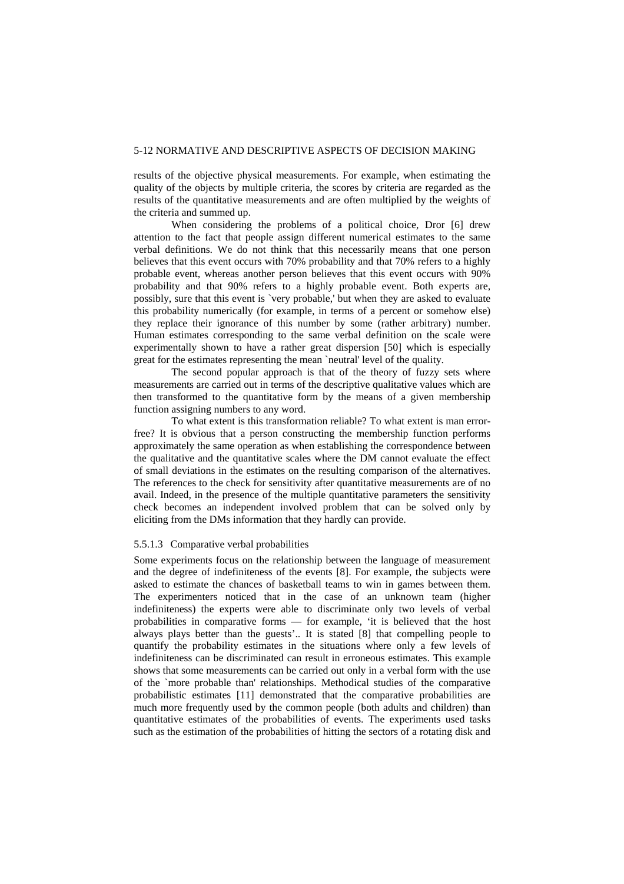results of the objective physical measurements. For example, when estimating the quality of the objects by multiple criteria, the scores by criteria are regarded as the results of the quantitative measurements and are often multiplied by the weights of the criteria and summed up.

When considering the problems of a political choice, Dror [6] drew attention to the fact that people assign different numerical estimates to the same verbal definitions. We do not think that this necessarily means that one person believes that this event occurs with 70% probability and that 70% refers to a highly probable event, whereas another person believes that this event occurs with 90% probability and that 90% refers to a highly probable event. Both experts are, possibly, sure that this event is `very probable,' but when they are asked to evaluate this probability numerically (for example, in terms of a percent or somehow else) they replace their ignorance of this number by some (rather arbitrary) number. Human estimates corresponding to the same verbal definition on the scale were experimentally shown to have a rather great dispersion [50] which is especially great for the estimates representing the mean `neutral' level of the quality.

The second popular approach is that of the theory of fuzzy sets where measurements are carried out in terms of the descriptive qualitative values which are then transformed to the quantitative form by the means of a given membership function assigning numbers to any word.

To what extent is this transformation reliable? To what extent is man error-free? It is obvious that a person constructing the membership function performs approximately the same operation as when establishing the correspondence between the qualitative and the quantitative scales where the DM cannot evaluate the effect of small deviations in the estimates on the resulting comparison of the alternatives. The references to the check for sensitivity after quantitative measurements are of no avail. Indeed, in the presence of the multiple quantitative parameters the sensitivity check becomes an independent involved problem that can be solved only by eliciting from the DMs information that they hardly can provide.

#### 5.5.1.3 Comparative verbal probabilities

Some experiments focus on the relationship between the language of measurement and the degree of indefiniteness of the events [8]. For example, the subjects were asked to estimate the chances of basketball teams to win in games between them. The experimenters noticed that in the case of an unknown team (higher indefiniteness) the experts were able to discriminate only two levels of verbal probabilities in comparative forms — for example, 'it is believed that the host always plays better than the guests'.. It is stated [8] that compelling people to quantify the probability estimates in the situations where only a few levels of indefiniteness can be discriminated can result in erroneous estimates. This example shows that some measurements can be carried out only in a verbal form with the use of the `more probable than' relationships. Methodical studies of the comparative probabilistic estimates [11] demonstrated that the comparative probabilities are much more frequently used by the common people (both adults and children) than quantitative estimates of the probabilities of events. The experiments used tasks such as the estimation of the probabilities of hitting the sectors of a rotating disk and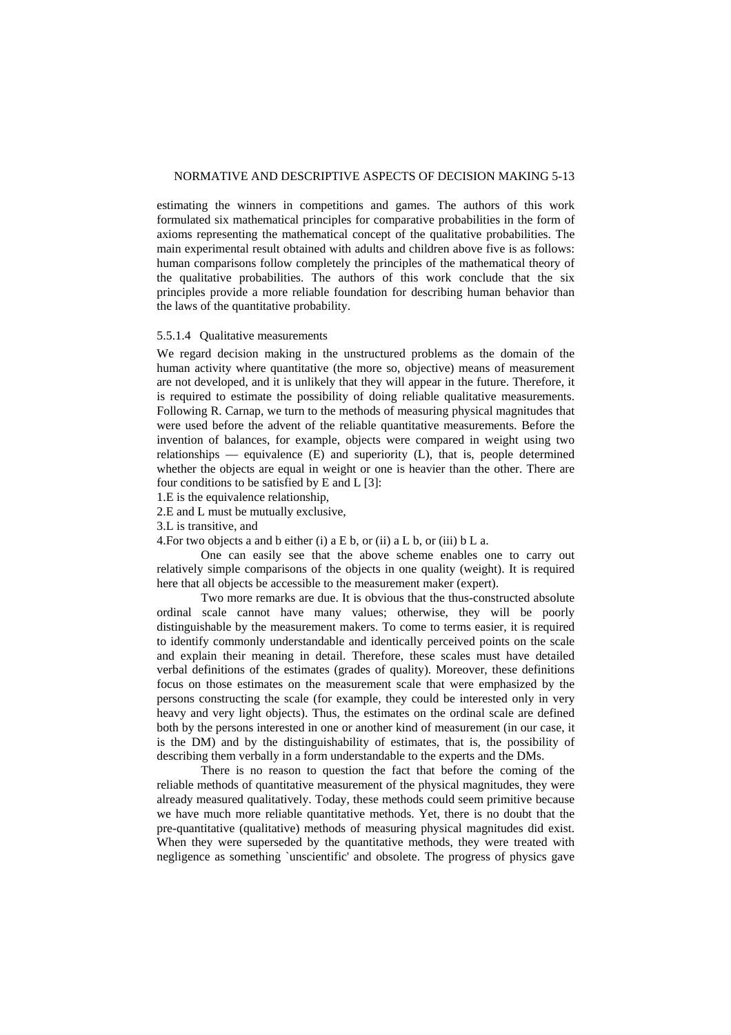estimating the winners in competitions and games. The authors of this work formulated six mathematical principles for comparative probabilities in the form of axioms representing the mathematical concept of the qualitative probabilities. The main experimental result obtained with adults and children above five is as follows: human comparisons follow completely the principles of the mathematical theory of the qualitative probabilities. The authors of this work conclude that the six principles provide a more reliable foundation for describing human behavior than the laws of the quantitative probability.

#### 5.5.1.4 Qualitative measurements

We regard decision making in the unstructured problems as the domain of the human activity where quantitative (the more so, objective) means of measurement are not developed, and it is unlikely that they will appear in the future. Therefore, it is required to estimate the possibility of doing reliable qualitative measurements. Following R. Carnap, we turn to the methods of measuring physical magnitudes that were used before the advent of the reliable quantitative measurements. Before the invention of balances, for example, objects were compared in weight using two relationships — equivalence (E) and superiority (L), that is, people determined whether the objects are equal in weight or one is heavier than the other. There are four conditions to be satisfied by E and L [3]:

1. E is the equivalence relationship,
2. E and L must be mutually exclusive,
3. L is transitive, and
4. For two objects a and b either (i) a E b, or (ii) a L b, or (iii) b L a.

One can easily see that the above scheme enables one to carry out relatively simple comparisons of the objects in one quality (weight). It is required here that all objects be accessible to the measurement maker (expert).

Two more remarks are due. It is obvious that the thus-constructed absolute ordinal scale cannot have many values; otherwise, they will be poorly distinguishable by the measurement makers. To come to terms easier, it is required to identify commonly understandable and identically perceived points on the scale and explain their meaning in detail. Therefore, these scales must have detailed verbal definitions of the estimates (grades of quality). Moreover, these definitions focus on those estimates on the measurement scale that were emphasized by the persons constructing the scale (for example, they could be interested only in very heavy and very light objects). Thus, the estimates on the ordinal scale are defined both by the persons interested in one or another kind of measurement (in our case, it is the DM) and by the distinguishability of estimates, that is, the possibility of describing them verbally in a form understandable to the experts and the DMs.

There is no reason to question the fact that before the coming of the reliable methods of quantitative measurement of the physical magnitudes, they were already measured qualitatively. Today, these methods could seem primitive because we have much more reliable quantitative methods. Yet, there is no doubt that the pre-quantitative (qualitative) methods of measuring physical magnitudes did exist. When they were superseded by the quantitative methods, they were treated with negligence as something `unscientific' and obsolete. The progress of physics gave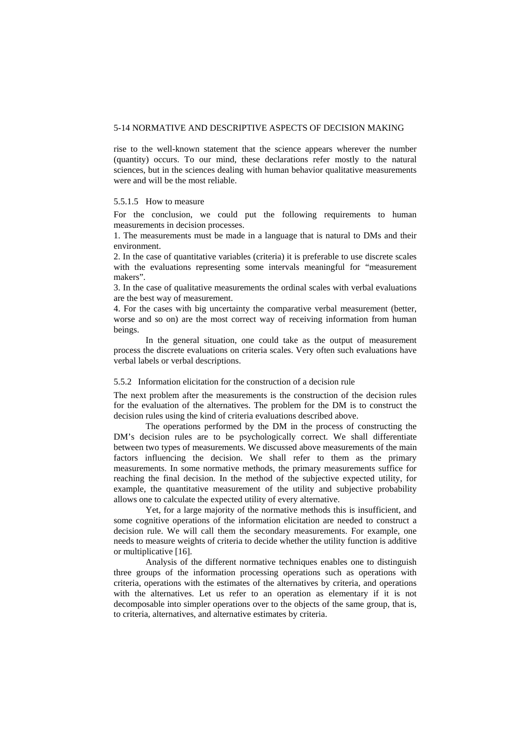rise to the well-known statement that the science appears wherever the number (quantity) occurs. To our mind, these declarations refer mostly to the natural sciences, but in the sciences dealing with human behavior qualitative measurements were and will be the most reliable.

#### 5.5.1.5 How to measure

For the conclusion, we could put the following requirements to human measurements in decision processes.

1. The measurements must be made in a language that is natural to DMs and their environment.
2. In the case of quantitative variables (criteria) it is preferable to use discrete scales with the evaluations representing some intervals meaningful for "measurement makers".
3. In the case of qualitative measurements the ordinal scales with verbal evaluations are the best way of measurement.
4. For the cases with big uncertainty the comparative verbal measurement (better, worse and so on) are the most correct way of receiving information from human beings.

In the general situation, one could take as the output of measurement process the discrete evaluations on criteria scales. Very often such evaluations have verbal labels or verbal descriptions.

### 5.5.2 Information elicitation for the construction of a decision rule

The next problem after the measurements is the construction of the decision rules for the evaluation of the alternatives. The problem for the DM is to construct the decision rules using the kind of criteria evaluations described above.

The operations performed by the DM in the process of constructing the DM's decision rules are to be psychologically correct. We shall differentiate between two types of measurements. We discussed above measurements of the main factors influencing the decision. We shall refer to them as the primary measurements. In some normative methods, the primary measurements suffice for reaching the final decision. In the method of the subjective expected utility, for example, the quantitative measurement of the utility and subjective probability allows one to calculate the expected utility of every alternative.

Yet, for a large majority of the normative methods this is insufficient, and some cognitive operations of the information elicitation are needed to construct a decision rule. We will call them the secondary measurements. For example, one needs to measure weights of criteria to decide whether the utility function is additive or multiplicative [16].

Analysis of the different normative techniques enables one to distinguish three groups of the information processing operations such as operations with criteria, operations with the estimates of the alternatives by criteria, and operations with the alternatives. Let us refer to an operation as elementary if it is not decomposable into simpler operations over to the objects of the same group, that is, to criteria, alternatives, and alternative estimates by criteria.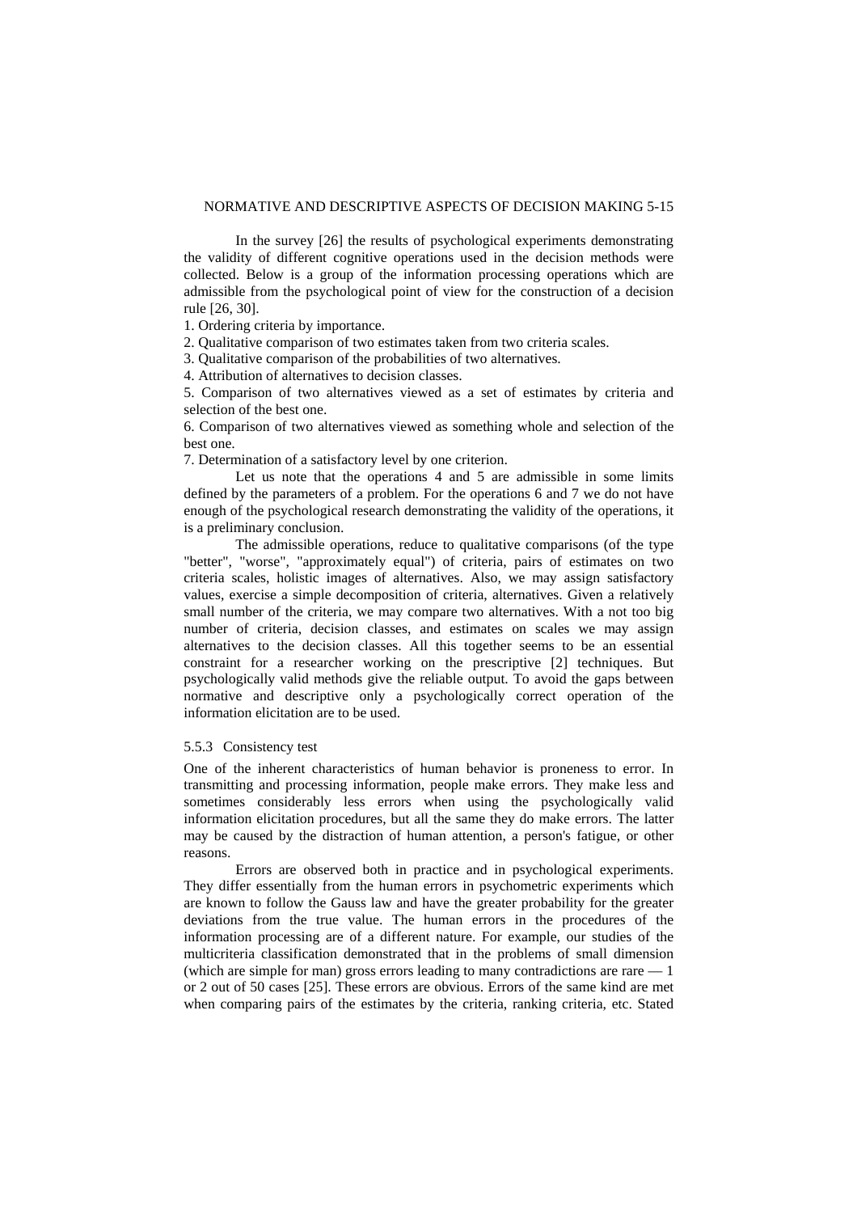In the survey [26] the results of psychological experiments demonstrating the validity of different cognitive operations used in the decision methods were collected. Below is a group of the information processing operations which are admissible from the psychological point of view for the construction of a decision rule [26, 30].

1. Ordering criteria by importance.
2. Qualitative comparison of two estimates taken from two criteria scales.
3. Qualitative comparison of the probabilities of two alternatives.
4. Attribution of alternatives to decision classes.
5. Comparison of two alternatives viewed as a set of estimates by criteria and selection of the best one.
6. Comparison of two alternatives viewed as something whole and selection of the best one.
7. Determination of a satisfactory level by one criterion.

Let us note that the operations 4 and 5 are admissible in some limits defined by the parameters of a problem. For the operations 6 and 7 we do not have enough of the psychological research demonstrating the validity of the operations, it is a preliminary conclusion.

The admissible operations, reduce to qualitative comparisons (of the type "better", "worse", "approximately equal") of criteria, pairs of estimates on two criteria scales, holistic images of alternatives. Also, we may assign satisfactory values, exercise a simple decomposition of criteria, alternatives. Given a relatively small number of the criteria, we may compare two alternatives. With a not too big number of criteria, decision classes, and estimates on scales we may assign alternatives to the decision classes. All this together seems to be an essential constraint for a researcher working on the prescriptive [2] techniques. But psychologically valid methods give the reliable output. To avoid the gaps between normative and descriptive only a psychologically correct operation of the information elicitation are to be used.

### 5.5.3 Consistency test

One of the inherent characteristics of human behavior is proneness to error. In transmitting and processing information, people make errors. They make less and sometimes considerably less errors when using the psychologically valid information elicitation procedures, but all the same they do make errors. The latter may be caused by the distraction of human attention, a person's fatigue, or other reasons.

Errors are observed both in practice and in psychological experiments. They differ essentially from the human errors in psychometric experiments which are known to follow the Gauss law and have the greater probability for the greater deviations from the true value. The human errors in the procedures of the information processing are of a different nature. For example, our studies of the multicriteria classification demonstrated that in the problems of small dimension (which are simple for man) gross errors leading to many contradictions are rare — 1 or 2 out of 50 cases [25]. These errors are obvious. Errors of the same kind are met when comparing pairs of the estimates by the criteria, ranking criteria, etc. Stated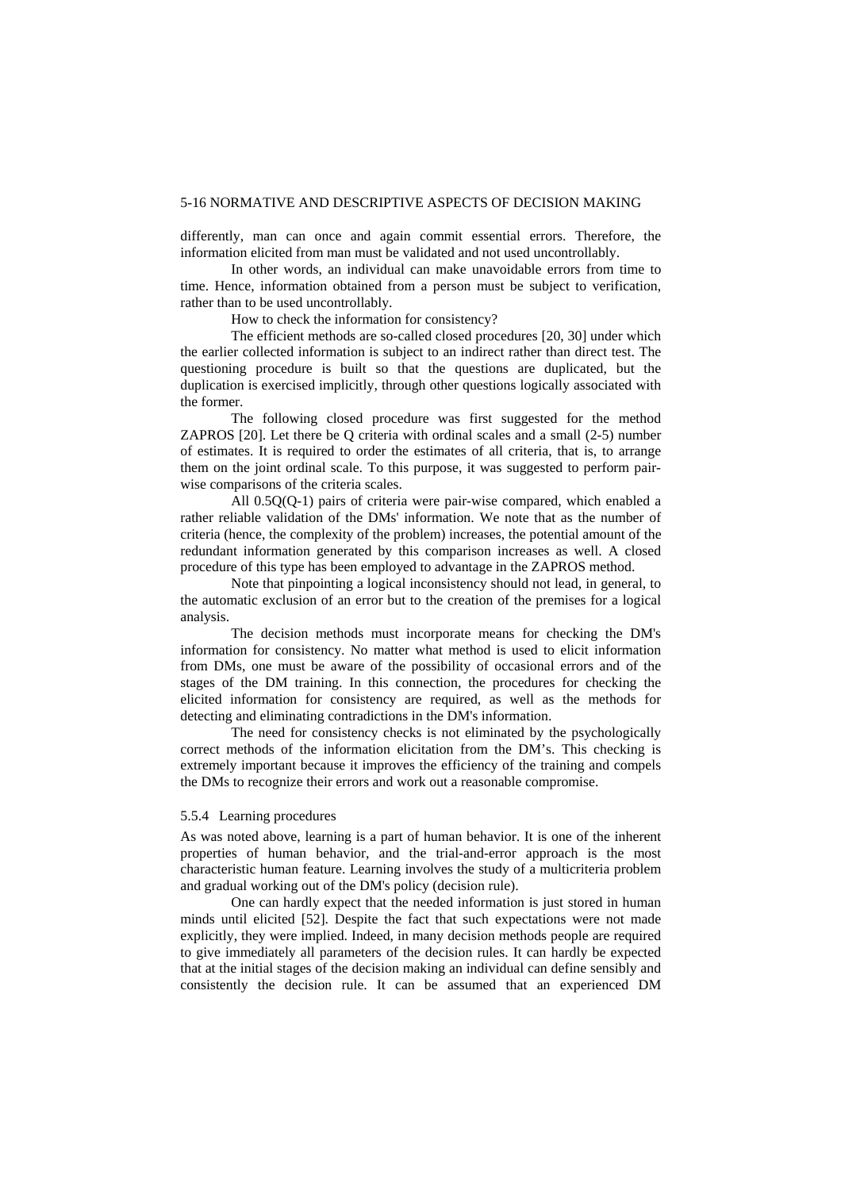differently, man can once and again commit essential errors. Therefore, the information elicited from man must be validated and not used uncontrollably.

In other words, an individual can make unavoidable errors from time to time. Hence, information obtained from a person must be subject to verification, rather than to be used uncontrollably.

How to check the information for consistency?

The efficient methods are so-called closed procedures [20, 30] under which the earlier collected information is subject to an indirect rather than direct test. The questioning procedure is built so that the questions are duplicated, but the duplication is exercised implicitly, through other questions logically associated with the former.

The following closed procedure was first suggested for the method ZAPROS [20]. Let there be Q criteria with ordinal scales and a small (2-5) number of estimates. It is required to order the estimates of all criteria, that is, to arrange them on the joint ordinal scale. To this purpose, it was suggested to perform pair-wise comparisons of the criteria scales.

All $0.5Q(Q-1)$ pairs of criteria were pair-wise compared, which enabled a rather reliable validation of the DMs' information. We note that as the number of criteria (hence, the complexity of the problem) increases, the potential amount of the redundant information generated by this comparison increases as well. A closed procedure of this type has been employed to advantage in the ZAPROS method.

Note that pinpointing a logical inconsistency should not lead, in general, to the automatic exclusion of an error but to the creation of the premises for a logical analysis.

The decision methods must incorporate means for checking the DM's information for consistency. No matter what method is used to elicit information from DMs, one must be aware of the possibility of occasional errors and of the stages of the DM training. In this connection, the procedures for checking the elicited information for consistency are required, as well as the methods for detecting and eliminating contradictions in the DM's information.

The need for consistency checks is not eliminated by the psychologically correct methods of the information elicitation from the DM's. This checking is extremely important because it improves the efficiency of the training and compels the DMs to recognize their errors and work out a reasonable compromise.

### 5.5.4 Learning procedures

As was noted above, learning is a part of human behavior. It is one of the inherent properties of human behavior, and the trial-and-error approach is the most characteristic human feature. Learning involves the study of a multicriteria problem and gradual working out of the DM's policy (decision rule).

One can hardly expect that the needed information is just stored in human minds until elicited [52]. Despite the fact that such expectations were not made explicitly, they were implied. Indeed, in many decision methods people are required to give immediately all parameters of the decision rules. It can hardly be expected that at the initial stages of the decision making an individual can define sensibly and consistently the decision rule. It can be assumed that an experienced DM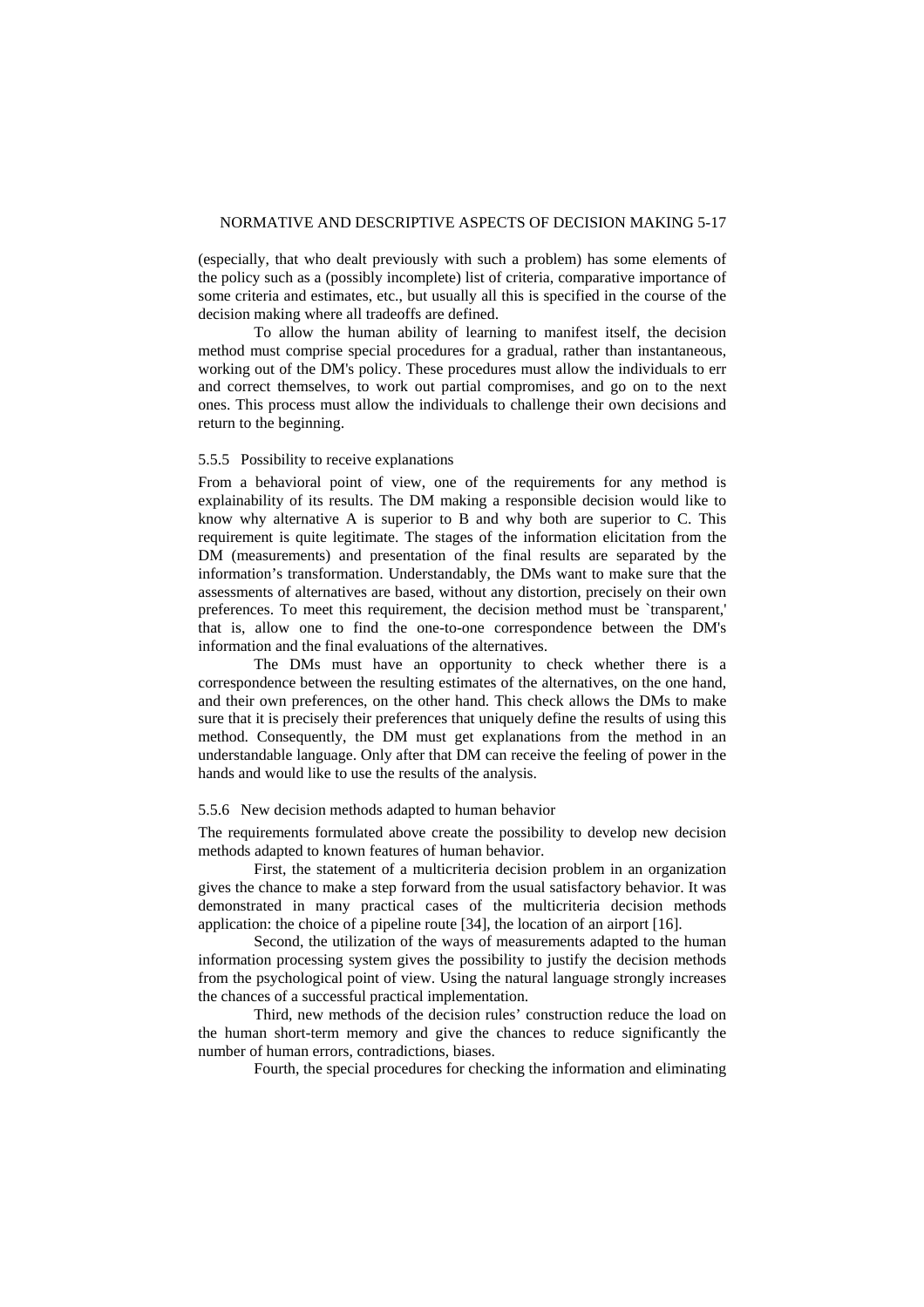(especially, that who dealt previously with such a problem) has some elements of the policy such as a (possibly incomplete) list of criteria, comparative importance of some criteria and estimates, etc., but usually all this is specified in the course of the decision making where all tradeoffs are defined.

To allow the human ability of learning to manifest itself, the decision method must comprise special procedures for a gradual, rather than instantaneous, working out of the DM's policy. These procedures must allow the individuals to err and correct themselves, to work out partial compromises, and go on to the next ones. This process must allow the individuals to challenge their own decisions and return to the beginning.

### 5.5.5 Possibility to receive explanations

From a behavioral point of view, one of the requirements for any method is explainability of its results. The DM making a responsible decision would like to know why alternative A is superior to B and why both are superior to C. This requirement is quite legitimate. The stages of the information elicitation from the DM (measurements) and presentation of the final results are separated by the information's transformation. Understandably, the DMs want to make sure that the assessments of alternatives are based, without any distortion, precisely on their own preferences. To meet this requirement, the decision method must be `transparent,' that is, allow one to find the one-to-one correspondence between the DM's information and the final evaluations of the alternatives.

The DMs must have an opportunity to check whether there is a correspondence between the resulting estimates of the alternatives, on the one hand, and their own preferences, on the other hand. This check allows the DMs to make sure that it is precisely their preferences that uniquely define the results of using this method. Consequently, the DM must get explanations from the method in an understandable language. Only after that DM can receive the feeling of power in the hands and would like to use the results of the analysis.

### 5.5.6 New decision methods adapted to human behavior

The requirements formulated above create the possibility to develop new decision methods adapted to known features of human behavior.

First, the statement of a multicriteria decision problem in an organization gives the chance to make a step forward from the usual satisfactory behavior. It was demonstrated in many practical cases of the multicriteria decision methods application: the choice of a pipeline route [34], the location of an airport [16].

Second, the utilization of the ways of measurements adapted to the human information processing system gives the possibility to justify the decision methods from the psychological point of view. Using the natural language strongly increases the chances of a successful practical implementation.

Third, new methods of the decision rules' construction reduce the load on the human short-term memory and give the chances to reduce significantly the number of human errors, contradictions, biases.

Fourth, the special procedures for checking the information and eliminating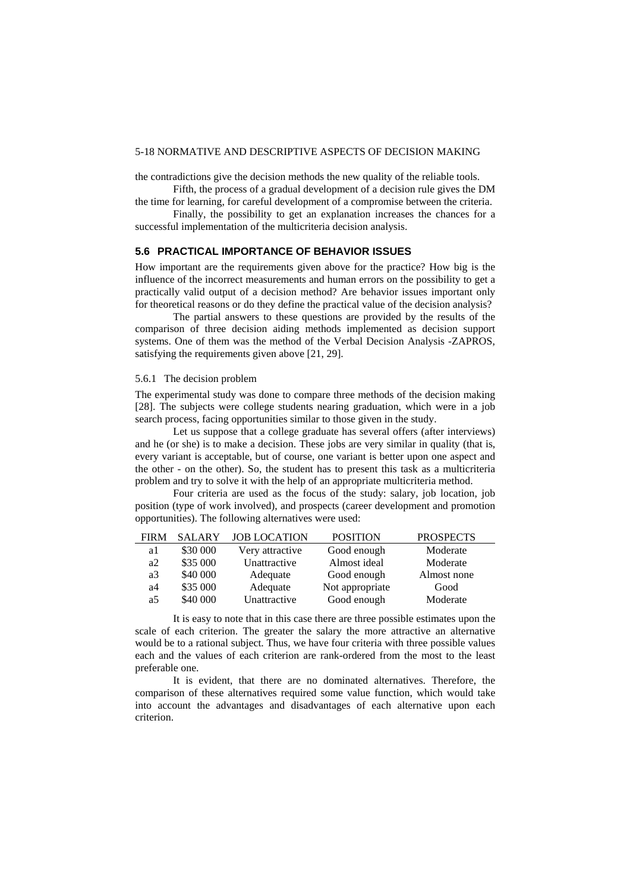the contradictions give the decision methods the new quality of the reliable tools.

Fifth, the process of a gradual development of a decision rule gives the DM the time for learning, for careful development of a compromise between the criteria.

Finally, the possibility to get an explanation increases the chances for a successful implementation of the multicriteria decision analysis.

## 5.6 PRACTICAL IMPORTANCE OF BEHAVIOR ISSUES

How important are the requirements given above for the practice? How big is the influence of the incorrect measurements and human errors on the possibility to get a practically valid output of a decision method? Are behavior issues important only for theoretical reasons or do they define the practical value of the decision analysis?

The partial answers to these questions are provided by the results of the comparison of three decision aiding methods implemented as decision support systems. One of them was the method of the Verbal Decision Analysis -ZAPROS, satisfying the requirements given above [21, 29].

### 5.6.1 The decision problem

The experimental study was done to compare three methods of the decision making [28]. The subjects were college students nearing graduation, which were in a job search process, facing opportunities similar to those given in the study.

Let us suppose that a college graduate has several offers (after interviews) and he (or she) is to make a decision. These jobs are very similar in quality (that is, every variant is acceptable, but of course, one variant is better upon one aspect and the other - on the other). So, the student has to present this task as a multicriteria problem and try to solve it with the help of an appropriate multicriteria method.

Four criteria are used as the focus of the study: salary, job location, job position (type of work involved), and prospects (career development and promotion opportunities). The following alternatives were used:

| FIRM | SALARY | JOB LOCATION | POSITION | PROSPECTS |
|---|---|---|---|---|
| a1 | \$30 000 | Very attractive | Good enough | Moderate |
| a2 | \$35 000 | Unattractive | Almost ideal | Moderate |
| a3 | \$40 000 | Adequate | Good enough | Almost none |
| a4 | \$35 000 | Adequate | Not appropriate | Good |
| a5 | \$40 000 | Unattractive | Good enough | Moderate |

It is easy to note that in this case there are three possible estimates upon the scale of each criterion. The greater the salary the more attractive an alternative would be to a rational subject. Thus, we have four criteria with three possible values each and the values of each criterion are rank-ordered from the most to the least preferable one.

It is evident, that there are no dominated alternatives. Therefore, the comparison of these alternatives required some value function, which would take into account the advantages and disadvantages of each alternative upon each criterion.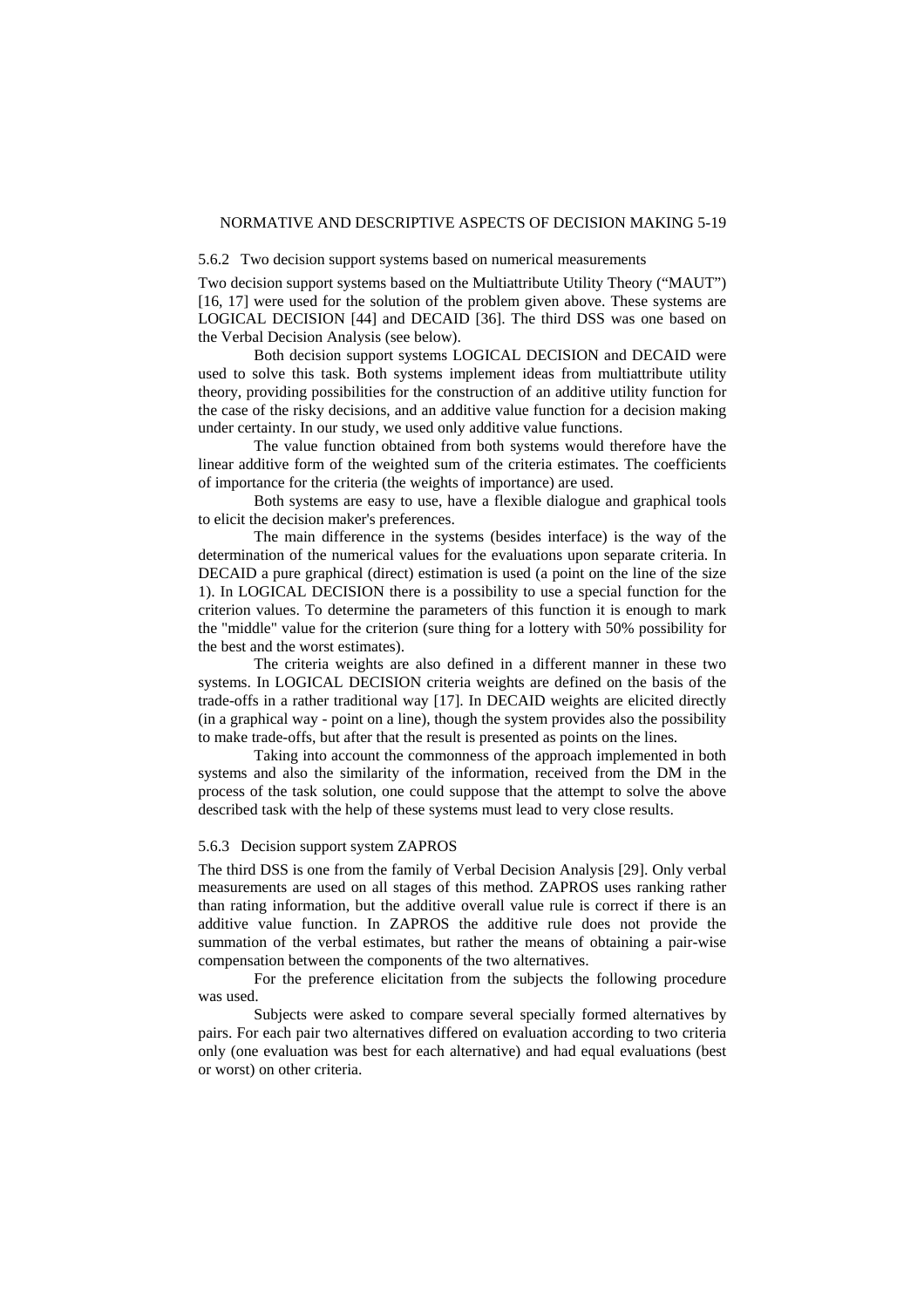### 5.6.2 Two decision support systems based on numerical measurements

Two decision support systems based on the Multiattribute Utility Theory ("MAUT") [16, 17] were used for the solution of the problem given above. These systems are LOGICAL DECISION [44] and DECAID [36]. The third DSS was one based on the Verbal Decision Analysis (see below).

Both decision support systems LOGICAL DECISION and DECAID were used to solve this task. Both systems implement ideas from multiattribute utility theory, providing possibilities for the construction of an additive utility function for the case of the risky decisions, and an additive value function for a decision making under certainty. In our study, we used only additive value functions.

The value function obtained from both systems would therefore have the linear additive form of the weighted sum of the criteria estimates. The coefficients of importance for the criteria (the weights of importance) are used.

Both systems are easy to use, have a flexible dialogue and graphical tools to elicit the decision maker's preferences.

The main difference in the systems (besides interface) is the way of the determination of the numerical values for the evaluations upon separate criteria. In DECAID a pure graphical (direct) estimation is used (a point on the line of the size 1). In LOGICAL DECISION there is a possibility to use a special function for the criterion values. To determine the parameters of this function it is enough to mark the "middle" value for the criterion (sure thing for a lottery with 50% possibility for the best and the worst estimates).

The criteria weights are also defined in a different manner in these two systems. In LOGICAL DECISION criteria weights are defined on the basis of the trade-offs in a rather traditional way [17]. In DECAID weights are elicited directly (in a graphical way - point on a line), though the system provides also the possibility to make trade-offs, but after that the result is presented as points on the lines.

Taking into account the commonness of the approach implemented in both systems and also the similarity of the information, received from the DM in the process of the task solution, one could suppose that the attempt to solve the above described task with the help of these systems must lead to very close results.

### 5.6.3 Decision support system ZAPROS

The third DSS is one from the family of Verbal Decision Analysis [29]. Only verbal measurements are used on all stages of this method. ZAPROS uses ranking rather than rating information, but the additive overall value rule is correct if there is an additive value function. In ZAPROS the additive rule does not provide the summation of the verbal estimates, but rather the means of obtaining a pair-wise compensation between the components of the two alternatives.

For the preference elicitation from the subjects the following procedure was used.

Subjects were asked to compare several specially formed alternatives by pairs. For each pair two alternatives differed on evaluation according to two criteria only (one evaluation was best for each alternative) and had equal evaluations (best or worst) on other criteria.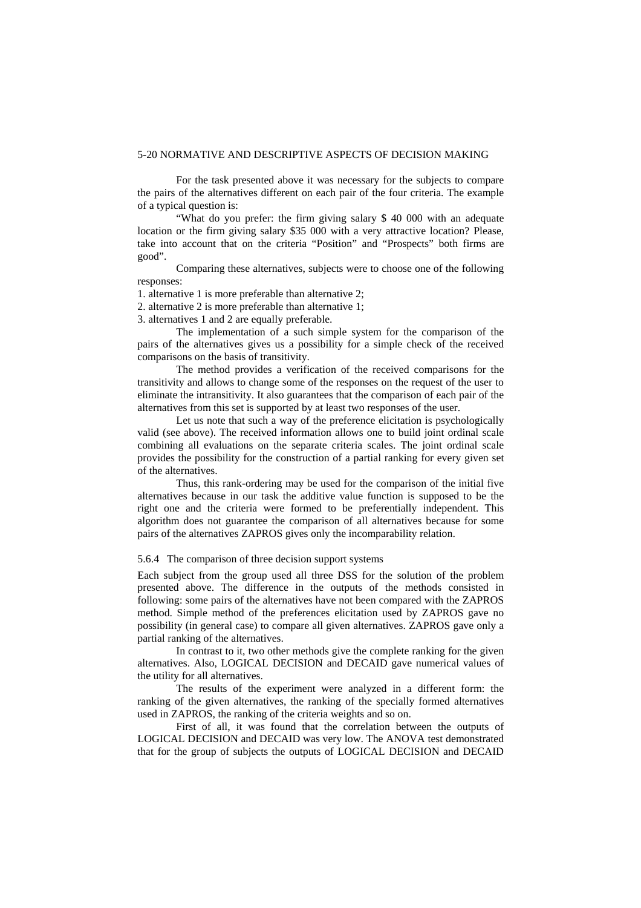For the task presented above it was necessary for the subjects to compare the pairs of the alternatives different on each pair of the four criteria. The example of a typical question is:

"What do you prefer: the firm giving salary $ 40 000 with an adequate location or the firm giving salary $35 000 with a very attractive location? Please, take into account that on the criteria "Position" and "Prospects" both firms are good".

Comparing these alternatives, subjects were to choose one of the following responses:

1. alternative 1 is more preferable than alternative 2;
2. alternative 2 is more preferable than alternative 1;
3. alternatives 1 and 2 are equally preferable.

The implementation of a such simple system for the comparison of the pairs of the alternatives gives us a possibility for a simple check of the received comparisons on the basis of transitivity.

The method provides a verification of the received comparisons for the transitivity and allows to change some of the responses on the request of the user to eliminate the intransitivity. It also guarantees that the comparison of each pair of the alternatives from this set is supported by at least two responses of the user.

Let us note that such a way of the preference elicitation is psychologically valid (see above). The received information allows one to build joint ordinal scale combining all evaluations on the separate criteria scales. The joint ordinal scale provides the possibility for the construction of a partial ranking for every given set of the alternatives.

Thus, this rank-ordering may be used for the comparison of the initial five alternatives because in our task the additive value function is supposed to be the right one and the criteria were formed to be preferentially independent. This algorithm does not guarantee the comparison of all alternatives because for some pairs of the alternatives ZAPROS gives only the incomparability relation.

### 5.6.4 The comparison of three decision support systems

Each subject from the group used all three DSS for the solution of the problem presented above. The difference in the outputs of the methods consisted in following: some pairs of the alternatives have not been compared with the ZAPROS method. Simple method of the preferences elicitation used by ZAPROS gave no possibility (in general case) to compare all given alternatives. ZAPROS gave only a partial ranking of the alternatives.

In contrast to it, two other methods give the complete ranking for the given alternatives. Also, LOGICAL DECISION and DECAID gave numerical values of the utility for all alternatives.

The results of the experiment were analyzed in a different form: the ranking of the given alternatives, the ranking of the specially formed alternatives used in ZAPROS, the ranking of the criteria weights and so on.

First of all, it was found that the correlation between the outputs of LOGICAL DECISION and DECAID was very low. The ANOVA test demonstrated that for the group of subjects the outputs of LOGICAL DECISION and DECAID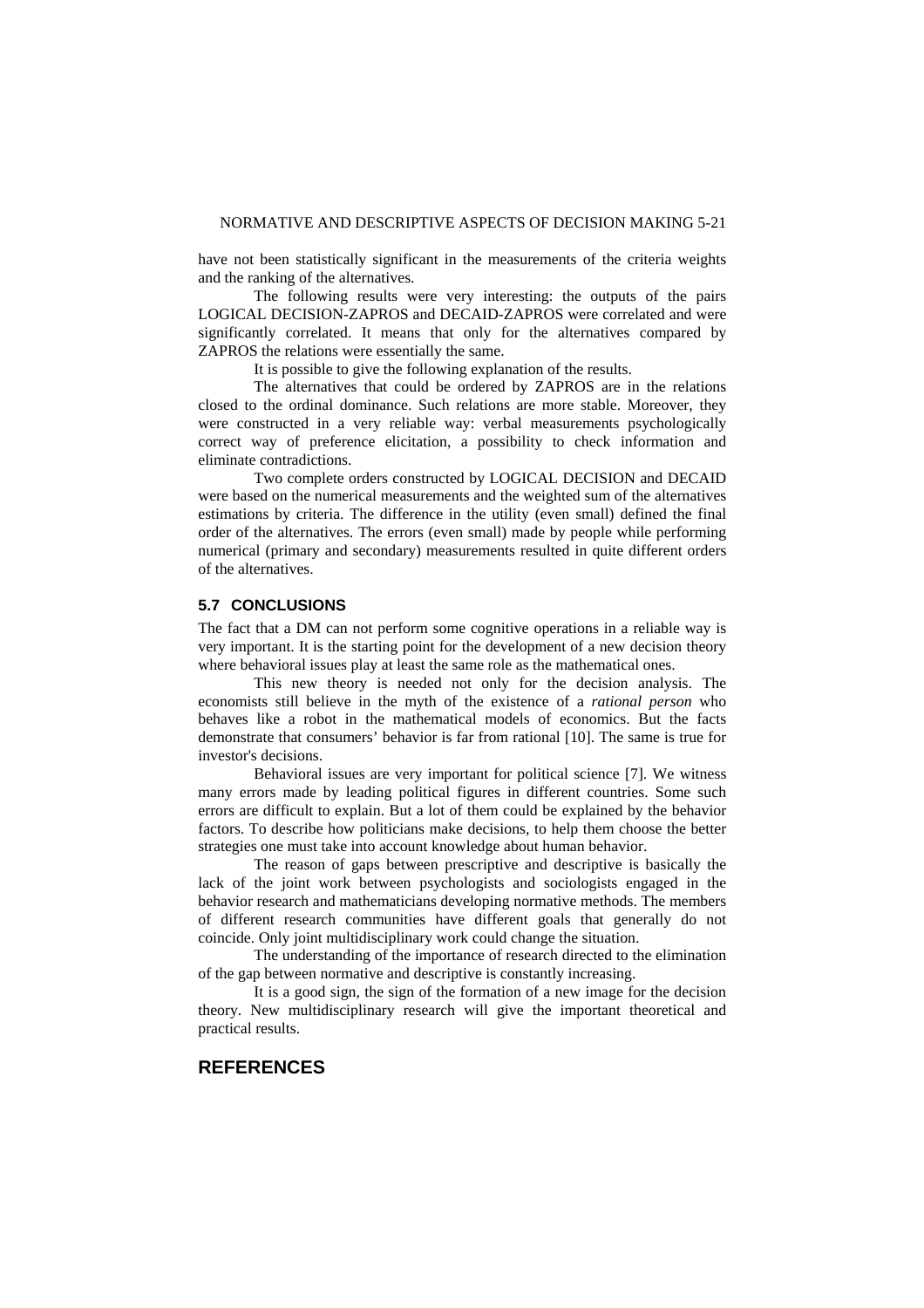have not been statistically significant in the measurements of the criteria weights and the ranking of the alternatives.

The following results were very interesting: the outputs of the pairs LOGICAL DECISION-ZAPROS and DECAID-ZAPROS were correlated and were significantly correlated. It means that only for the alternatives compared by ZAPROS the relations were essentially the same.

It is possible to give the following explanation of the results.

The alternatives that could be ordered by ZAPROS are in the relations closed to the ordinal dominance. Such relations are more stable. Moreover, they were constructed in a very reliable way: verbal measurements psychologically correct way of preference elicitation, a possibility to check information and eliminate contradictions.

Two complete orders constructed by LOGICAL DECISION and DECAID were based on the numerical measurements and the weighted sum of the alternatives estimations by criteria. The difference in the utility (even small) defined the final order of the alternatives. The errors (even small) made by people while performing numerical (primary and secondary) measurements resulted in quite different orders of the alternatives.

### 5.7 CONCLUSIONS

The fact that a DM can not perform some cognitive operations in a reliable way is very important. It is the starting point for the development of a new decision theory where behavioral issues play at least the same role as the mathematical ones.

This new theory is needed not only for the decision analysis. The economists still believe in the myth of the existence of a *rational person* who behaves like a robot in the mathematical models of economics. But the facts demonstrate that consumers' behavior is far from rational [10]. The same is true for investor's decisions.

Behavioral issues are very important for political science [7]. We witness many errors made by leading political figures in different countries. Some such errors are difficult to explain. But a lot of them could be explained by the behavior factors. To describe how politicians make decisions, to help them choose the better strategies one must take into account knowledge about human behavior.

The reason of gaps between prescriptive and descriptive is basically the lack of the joint work between psychologists and sociologists engaged in the behavior research and mathematicians developing normative methods. The members of different research communities have different goals that generally do not coincide. Only joint multidisciplinary work could change the situation.

The understanding of the importance of research directed to the elimination of the gap between normative and descriptive is constantly increasing.

It is a good sign, the sign of the formation of a new image for the decision theory. New multidisciplinary research will give the important theoretical and practical results.

## REFERENCES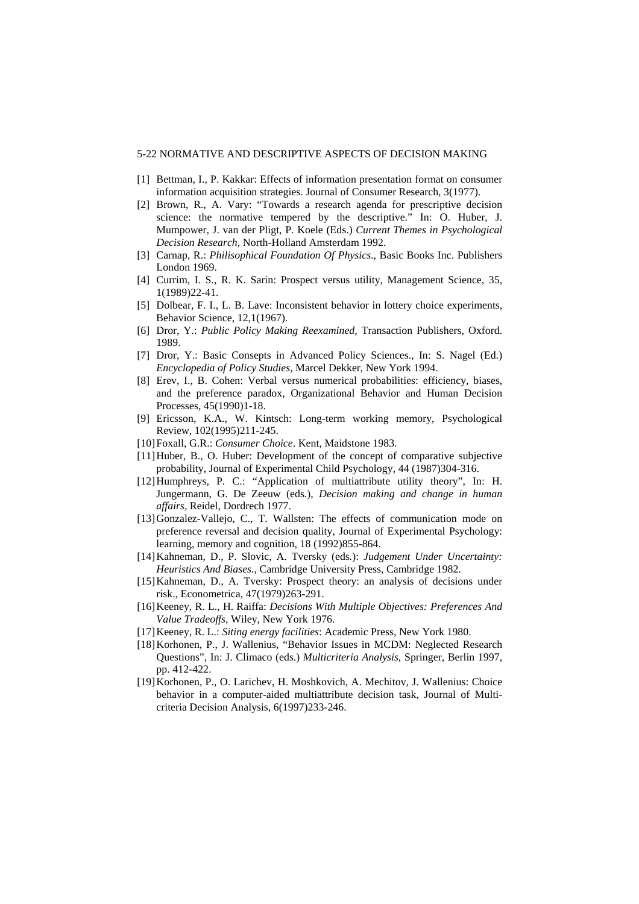[1] Bettman, I., P. Kakkar: Effects of information presentation format on consumer information acquisition strategies. Journal of Consumer Research, 3(1977).

[2] Brown, R., A. Vary: "Towards a research agenda for prescriptive decision science: the normative tempered by the descriptive." In: O. Huber, J. Mumpower, J. van der Pligt, P. Koele (Eds.) *Current Themes in Psychological Decision Research*, North-Holland Amsterdam 1992.

[3] Carnap, R.: *Philisophical Foundation Of Physics*., Basic Books Inc. Publishers London 1969.

[4] Currim, I. S., R. K. Sarin: Prospect versus utility, Management Science, 35, 1(1989)22-41.

[5] Dolbear, F. I., L. B. Lave: Inconsistent behavior in lottery choice experiments, Behavior Science, 12,1(1967).

[6] Dror, Y.: *Public Policy Making Reexamined*, Transaction Publishers, Oxford. 1989.

[7] Dror, Y.: Basic Consepts in Advanced Policy Sciences., In: S. Nagel (Ed.) *Encyclopedia of Policy Studies*, Marcel Dekker, New York 1994.

[8] Erev, I., B. Cohen: Verbal versus numerical probabilities: efficiency, biases, and the preference paradox, Organizational Behavior and Human Decision Processes, 45(1990)1-18.

[9] Ericsson, K.A., W. Kintsch: Long-term working memory, Psychological Review, 102(1995)211-245.

[10] Foxall, G.R.: *Consumer Choice*. Kent, Maidstone 1983.

[11] Huber, B., O. Huber: Development of the concept of comparative subjective probability, Journal of Experimental Child Psychology, 44 (1987)304-316.

[12] Humphreys, P. C.: "Application of multiattribute utility theory", In: H. Jungermann, G. De Zeeuw (eds.), *Decision making and change in human affairs*, Reidel, Dordrech 1977.

[13] Gonzalez-Vallejo, C., T. Wallsten: The effects of communication mode on preference reversal and decision quality, Journal of Experimental Psychology: learning, memory and cognition, 18 (1992)855-864.

[14] Kahneman, D., P. Slovic, A. Tversky (eds.): *Judgement Under Uncertainty: Heuristics And Biases.*, Cambridge University Press, Cambridge 1982.

[15] Kahneman, D., A. Tversky: Prospect theory: an analysis of decisions under risk., Econometrica, 47(1979)263-291.

[16] Keeney, R. L., H. Raiffa: *Decisions With Multiple Objectives: Preferences And Value Tradeoffs*, Wiley, New York 1976.

[17] Keeney, R. L.: *Siting energy facilities*: Academic Press, New York 1980.

[18] Korhonen, P., J. Wallenius, "Behavior Issues in MCDM: Neglected Research Questions", In: J. Climaco (eds.) *Multicriteria Analysis*, Springer, Berlin 1997, pp. 412-422.

[19] Korhonen, P., O. Larichev, H. Moshkovich, A. Mechitov, J. Wallenius: Choice behavior in a computer-aided multiattribute decision task, Journal of Multi-criteria Decision Analysis, 6(1997)233-246.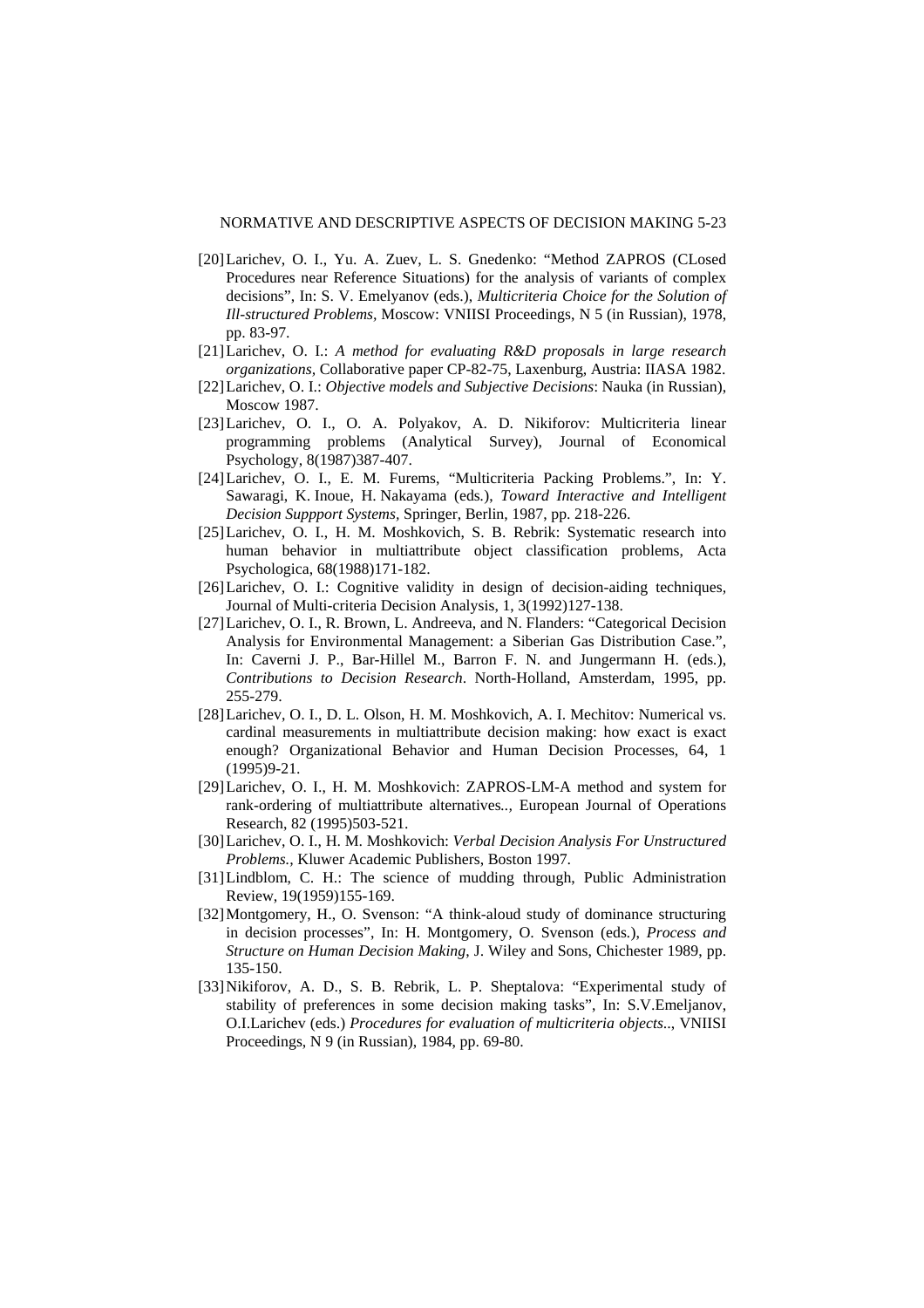[20] Larichev, O. I., Yu. A. Zuev, L. S. Gnedenko: "Method ZAPROS (CLosed Procedures near Reference Situations) for the analysis of variants of complex decisions", In: S. V. Emelyanov (eds.), *Multicriteria Choice for the Solution of Ill-structured Problems,* Moscow: VNIISI Proceedings, N 5 (in Russian), 1978, pp. 83-97.

[21] Larichev, O. I.: *A method for evaluating R&D proposals in large research organizations,* Collaborative paper CP-82-75, Laxenburg, Austria: IIASA 1982.

[22] Larichev, O. I.: *Objective models and Subjective Decisions*: Nauka (in Russian), Moscow 1987.

[23] Larichev, O. I., O. A. Polyakov, A. D. Nikiforov: Multicriteria linear programming problems (Analytical Survey), Journal of Economical Psychology, 8(1987)387-407.

[24] Larichev, O. I., E. M. Furems, "Multicriteria Packing Problems.", In: Y. Sawaragi, K. Inoue, H. Nakayama (eds.), *Toward Interactive and Intelligent Decision Suppport Systems,* Springer, Berlin, 1987, pp. 218-226.

[25] Larichev, O. I., H. M. Moshkovich, S. B. Rebrik: Systematic research into human behavior in multiattribute object classification problems, Acta Psychologica, 68(1988)171-182.

[26] Larichev, O. I.: Cognitive validity in design of decision-aiding techniques, Journal of Multi-criteria Decision Analysis, 1, 3(1992)127-138.

[27] Larichev, O. I., R. Brown, L. Andreeva, and N. Flanders: "Categorical Decision Analysis for Environmental Management: a Siberian Gas Distribution Case.", In: Caverni J. P., Bar-Hillel M., Barron F. N. and Jungermann H. (eds.), *Contributions to Decision Research*. North-Holland, Amsterdam, 1995, pp. 255-279.

[28] Larichev, O. I., D. L. Olson, H. M. Moshkovich, A. I. Mechitov: Numerical vs. cardinal measurements in multiattribute decision making: how exact is exact enough? Organizational Behavior and Human Decision Processes, 64, 1 (1995)9-21.

[29] Larichev, O. I., H. M. Moshkovich: ZAPROS-LM-A method and system for rank-ordering of multiattribute alternatives.., European Journal of Operations Research, 82 (1995)503-521.

[30] Larichev, O. I., H. M. Moshkovich: *Verbal Decision Analysis For Unstructured Problems.,* Kluwer Academic Publishers, Boston 1997.

[31] Lindblom, C. H.: The science of mudding through, Public Administration Review, 19(1959)155-169.

[32] Montgomery, H., O. Svenson: "A think-aloud study of dominance structuring in decision processes", In: H. Montgomery, O. Svenson (eds.), *Process and Structure on Human Decision Making*, J. Wiley and Sons, Chichester 1989, pp. 135-150.

[33] Nikiforov, A. D., S. B. Rebrik, L. P. Sheptalova: "Experimental study of stability of preferences in some decision making tasks", In: S.V.Emeljanov, O.I.Larichev (eds.) *Procedures for evaluation of multicriteria objects*.., VNIISI Proceedings, N 9 (in Russian), 1984, pp. 69-80.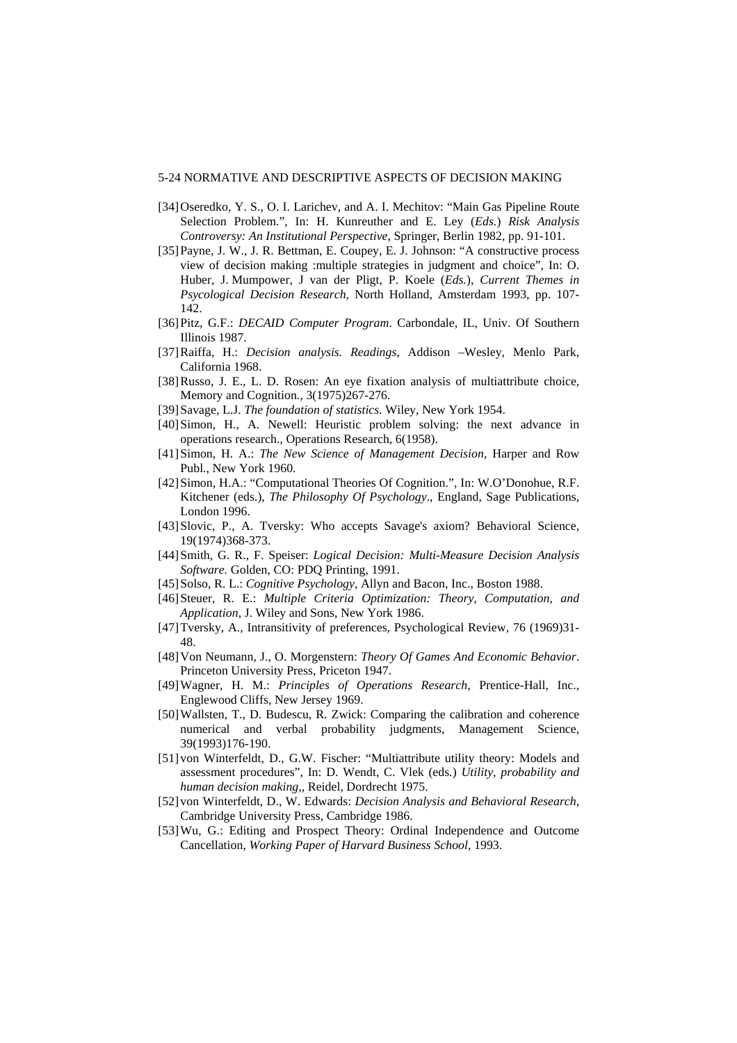[34] Oseredko, Y. S., O. I. Larichev, and A. I. Mechitov: "Main Gas Pipeline Route Selection Problem.", In: H. Kunreuther and E. Ley (*Eds.*) *Risk Analysis Controversy: An Institutional Perspective*, Springer, Berlin 1982, pp. 91-101.

[35] Payne, J. W., J. R. Bettman, E. Coupey, E. J. Johnson: "A constructive process view of decision making :multiple strategies in judgment and choice", In: O. Huber, J. Mumpower, J van der Pligt, P. Koele (*Eds.*), *Current Themes in Psycological Decision Research,* North Holland, Amsterdam 1993, pp. 107-142.

[36] Pitz, G.F.: *DECAID Computer Program*. Carbondale, IL, Univ. Of Southern Illinois 1987.

[37] Raiffa, H.: *Decision analysis. Readings*, Addison –Wesley, Menlo Park, California 1968.

[38] Russo, J. E., L. D. Rosen: An eye fixation analysis of multiattribute choice, Memory and Cognition., 3(1975)267-276.

[39] Savage, L.J. *The foundation of statistics.* Wiley, New York 1954.

[40] Simon, H., A. Newell: Heuristic problem solving: the next advance in operations research., Operations Research, 6(1958).

[41] Simon, H. A.: *The New Science of Management Decision*, Harper and Row Publ., New York 1960.

[42] Simon, H.A.: "Computational Theories Of Cognition.", In: W.O'Donohue, R.F. Kitchener (eds.), *The Philosophy Of Psychology*., England, Sage Publications, London 1996.

[43] Slovic, P., A. Tversky: Who accepts Savage's axiom? Behavioral Science, 19(1974)368-373.

[44] Smith, G. R., F. Speiser: *Logical Decision: Multi-Measure Decision Analysis Software.* Golden, CO: PDQ Printing, 1991.

[45] Solso, R. L.: *Cognitive Psychology*, Allyn and Bacon, Inc., Boston 1988.

[46] Steuer, R. E.: *Multiple Criteria Optimization: Theory, Computation, and Application*, J. Wiley and Sons, New York 1986.

[47] Tversky, A., Intransitivity of preferences, Psychological Review, 76 (1969)31-48.

[48] Von Neumann, J., O. Morgenstern: *Theory Of Games And Economic Behavior*. Princeton University Press, Priceton 1947.

[49] Wagner, H. M.: *Principles of Operations Research*, Prentice-Hall, Inc., Englewood Cliffs, New Jersey 1969.

[50] Wallsten, T., D. Budescu, R. Zwick: Comparing the calibration and coherence numerical and verbal probability judgments, Management Science, 39(1993)176-190.

[51] von Winterfeldt, D., G.W. Fischer: "Multiattribute utility theory: Models and assessment procedures", In: D. Wendt, C. Vlek (eds.) *Utility, probability and human decision making*,, Reidel, Dordrecht 1975.

[52] von Winterfeldt, D., W. Edwards: *Decision Analysis and Behavioral Research,* Cambridge University Press, Cambridge 1986.

[53] Wu, G.: Editing and Prospect Theory: Ordinal Independence and Outcome Cancellation, *Working Paper of Harvard Business School*, 1993.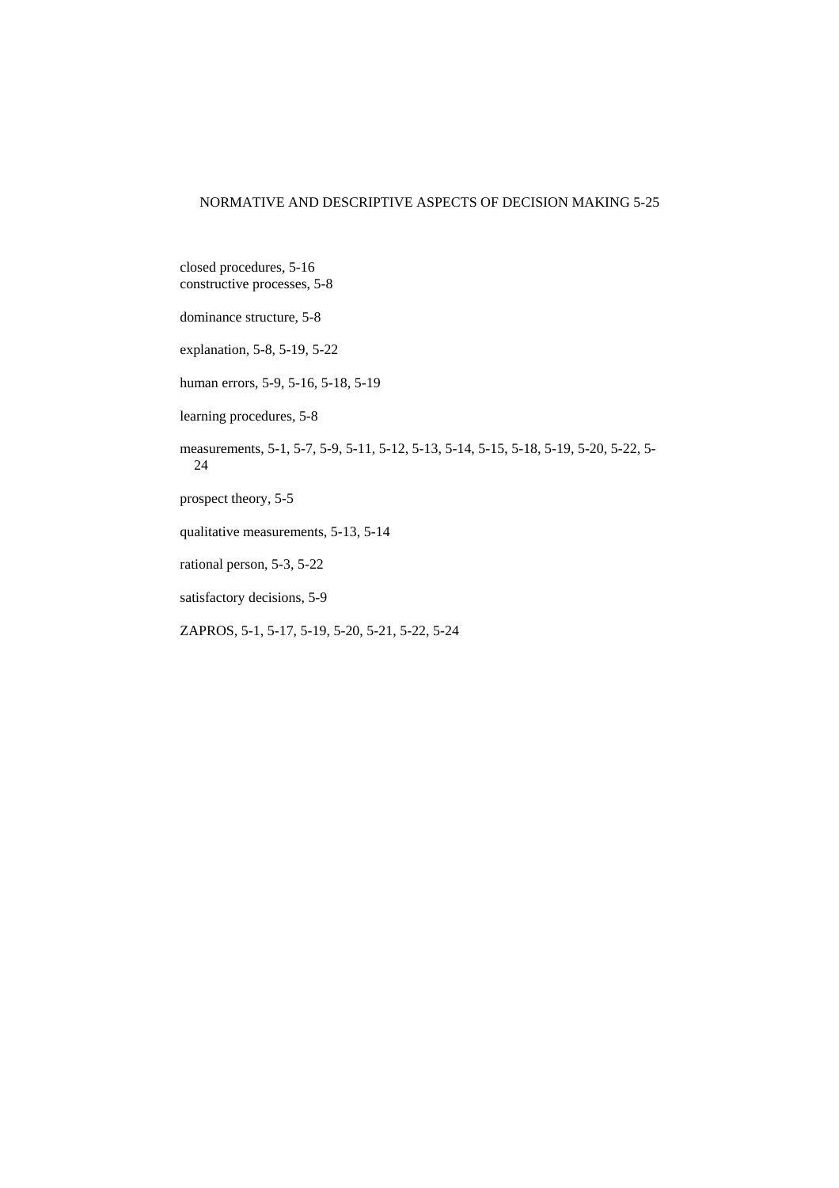closed procedures, 5-16
constructive processes, 5-8

dominance structure, 5-8

explanation, 5-8, 5-19, 5-22

human errors, 5-9, 5-16, 5-18, 5-19

learning procedures, 5-8

measurements, 5-1, 5-7, 5-9, 5-11, 5-12, 5-13, 5-14, 5-15, 5-18, 5-19, 5-20, 5-22, 5-24

prospect theory, 5-5

qualitative measurements, 5-13, 5-14

rational person, 5-3, 5-22

satisfactory decisions, 5-9

ZAPROS, 5-1, 5-17, 5-19, 5-20, 5-21, 5-22, 5-24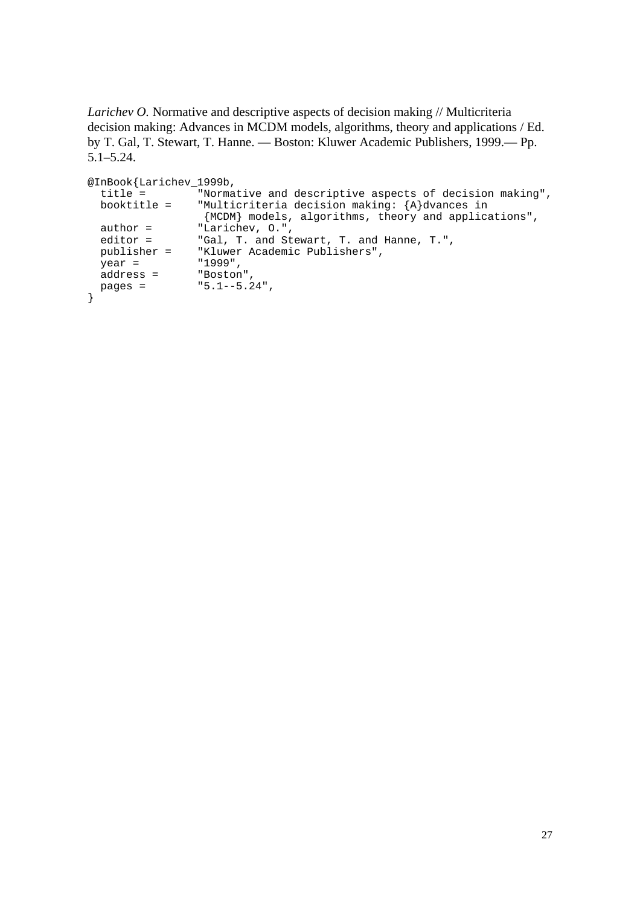*Larichev O.* Normative and descriptive aspects of decision making // Multicriteria decision making: Advances in MCDM models, algorithms, theory and applications / Ed. by T. Gal, T. Stewart, T. Hanne. — Boston: Kluwer Academic Publishers, 1999.— Pp. 5.1–5.24.

```
@InBook{Larichev_1999b,
  title =        "Normative and descriptive aspects of decision making",
  booktitle =    "Multicriteria decision making: {A}dvances in
                  {MCDM} models, algorithms, theory and applications",
  author =       "Larichev, O.",
  editor =       "Gal, T. and Stewart, T. and Hanne, T.",
  publisher =    "Kluwer Academic Publishers",
  year =         "1999",
  address =      "Boston",
  pages =        "5.1--5.24",
}
```